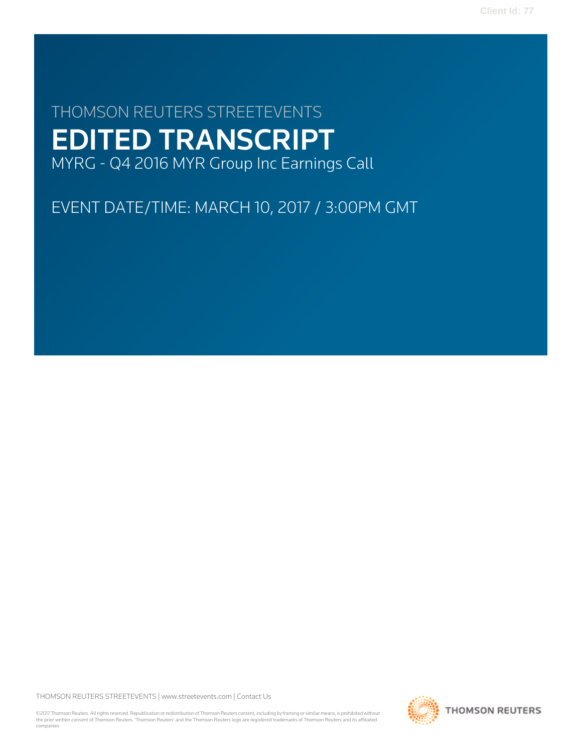THOMSON REUTERS STREETEVENTS

# EDITED TRANSCRIPT

MYRG - Q4 2016 MYR Group Inc Earnings Call

EVENT DATE/TIME: MARCH 10, 2017 / 3:00PM GMT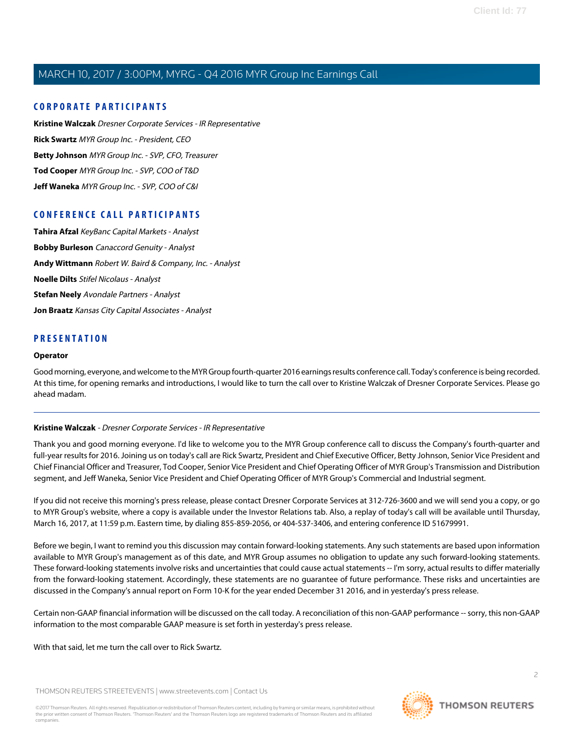## CORPORATE PARTICIPANTS

**Kristine Walczak** *Dresner Corporate Services - IR Representative*

**Rick Swartz** *MYR Group Inc. - President, CEO*

**Betty Johnson** *MYR Group Inc. - SVP, CFO, Treasurer*

**Tod Cooper** *MYR Group Inc. - SVP, COO of T&D*

**Jeff Waneka** *MYR Group Inc. - SVP, COO of C&I*

## CONFERENCE CALL PARTICIPANTS

**Tahira Afzal** *KeyBanc Capital Markets - Analyst*

**Bobby Burleson** *Canaccord Genuity - Analyst*

**Andy Wittmann** *Robert W. Baird & Company, Inc. - Analyst*

**Noelle Dilts** *Stifel Nicolaus - Analyst*

**Stefan Neely** *Avondale Partners - Analyst*

**Jon Braatz** *Kansas City Capital Associates - Analyst*

## PRESENTATION

**Operator**

Good morning, everyone, and welcome to the MYR Group fourth-quarter 2016 earnings results conference call. Today's conference is being recorded. At this time, for opening remarks and introductions, I would like to turn the call over to Kristine Walczak of Dresner Corporate Services. Please go ahead madam.

---

**Kristine Walczak** - *Dresner Corporate Services - IR Representative*

Thank you and good morning everyone. I'd like to welcome you to the MYR Group conference call to discuss the Company's fourth-quarter and full-year results for 2016. Joining us on today's call are Rick Swartz, President and Chief Executive Officer, Betty Johnson, Senior Vice President and Chief Financial Officer and Treasurer, Tod Cooper, Senior Vice President and Chief Operating Officer of MYR Group's Transmission and Distribution segment, and Jeff Waneka, Senior Vice President and Chief Operating Officer of MYR Group's Commercial and Industrial segment.

If you did not receive this morning's press release, please contact Dresner Corporate Services at 312-726-3600 and we will send you a copy, or go to MYR Group's website, where a copy is available under the Investor Relations tab. Also, a replay of today's call will be available until Thursday, March 16, 2017, at 11:59 p.m. Eastern time, by dialing 855-859-2056, or 404-537-3406, and entering conference ID 51679991.

Before we begin, I want to remind you this discussion may contain forward-looking statements. Any such statements are based upon information available to MYR Group's management as of this date, and MYR Group assumes no obligation to update any such forward-looking statements. These forward-looking statements involve risks and uncertainties that could cause actual statements -- I'm sorry, actual results to differ materially from the forward-looking statement. Accordingly, these statements are no guarantee of future performance. These risks and uncertainties are discussed in the Company's annual report on Form 10-K for the year ended December 31 2016, and in yesterday's press release.

Certain non-GAAP financial information will be discussed on the call today. A reconciliation of this non-GAAP performance -- sorry, this non-GAAP information to the most comparable GAAP measure is set forth in yesterday's press release.

With that said, let me turn the call over to Rick Swartz.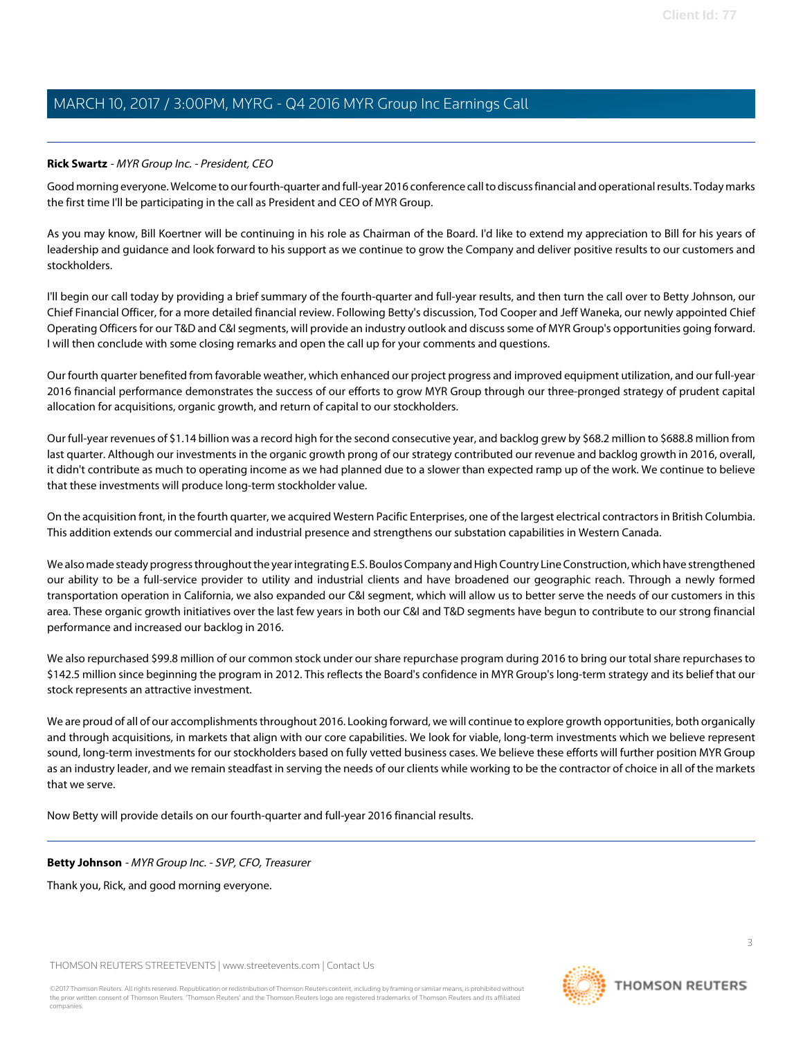**Rick Swartz** - *MYR Group Inc. - President, CEO*

Good morning everyone. Welcome to our fourth-quarter and full-year 2016 conference call to discuss financial and operational results. Today marks the first time I'll be participating in the call as President and CEO of MYR Group.

As you may know, Bill Koertner will be continuing in his role as Chairman of the Board. I'd like to extend my appreciation to Bill for his years of leadership and guidance and look forward to his support as we continue to grow the Company and deliver positive results to our customers and stockholders.

I'll begin our call today by providing a brief summary of the fourth-quarter and full-year results, and then turn the call over to Betty Johnson, our Chief Financial Officer, for a more detailed financial review. Following Betty's discussion, Tod Cooper and Jeff Waneka, our newly appointed Chief Operating Officers for our T&D and C&I segments, will provide an industry outlook and discuss some of MYR Group's opportunities going forward. I will then conclude with some closing remarks and open the call up for your comments and questions.

Our fourth quarter benefited from favorable weather, which enhanced our project progress and improved equipment utilization, and our full-year 2016 financial performance demonstrates the success of our efforts to grow MYR Group through our three-pronged strategy of prudent capital allocation for acquisitions, organic growth, and return of capital to our stockholders.

Our full-year revenues of $1.14 billion was a record high for the second consecutive year, and backlog grew by $68.2 million to $688.8 million from last quarter. Although our investments in the organic growth prong of our strategy contributed our revenue and backlog growth in 2016, overall, it didn't contribute as much to operating income as we had planned due to a slower than expected ramp up of the work. We continue to believe that these investments will produce long-term stockholder value.

On the acquisition front, in the fourth quarter, we acquired Western Pacific Enterprises, one of the largest electrical contractors in British Columbia. This addition extends our commercial and industrial presence and strengthens our substation capabilities in Western Canada.

We also made steady progress throughout the year integrating E.S. Boulos Company and High Country Line Construction, which have strengthened our ability to be a full-service provider to utility and industrial clients and have broadened our geographic reach. Through a newly formed transportation operation in California, we also expanded our C&I segment, which will allow us to better serve the needs of our customers in this area. These organic growth initiatives over the last few years in both our C&I and T&D segments have begun to contribute to our strong financial performance and increased our backlog in 2016.

We also repurchased $99.8 million of our common stock under our share repurchase program during 2016 to bring our total share repurchases to $142.5 million since beginning the program in 2012. This reflects the Board's confidence in MYR Group's long-term strategy and its belief that our stock represents an attractive investment.

We are proud of all of our accomplishments throughout 2016. Looking forward, we will continue to explore growth opportunities, both organically and through acquisitions, in markets that align with our core capabilities. We look for viable, long-term investments which we believe represent sound, long-term investments for our stockholders based on fully vetted business cases. We believe these efforts will further position MYR Group as an industry leader, and we remain steadfast in serving the needs of our clients while working to be the contractor of choice in all of the markets that we serve.

Now Betty will provide details on our fourth-quarter and full-year 2016 financial results.

---

**Betty Johnson** - *MYR Group Inc. - SVP, CFO, Treasurer*

Thank you, Rick, and good morning everyone.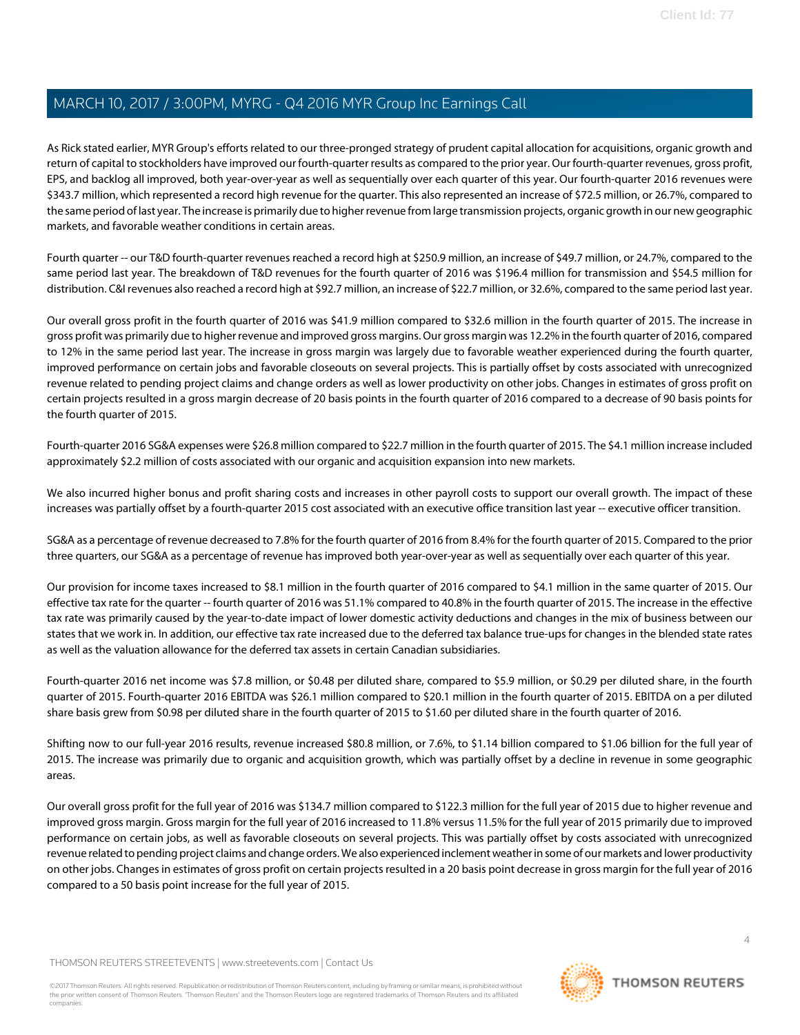As Rick stated earlier, MYR Group's efforts related to our three-pronged strategy of prudent capital allocation for acquisitions, organic growth and return of capital to stockholders have improved our fourth-quarter results as compared to the prior year. Our fourth-quarter revenues, gross profit, EPS, and backlog all improved, both year-over-year as well as sequentially over each quarter of this year. Our fourth-quarter 2016 revenues were $343.7 million, which represented a record high revenue for the quarter. This also represented an increase of $72.5 million, or 26.7%, compared to the same period of last year. The increase is primarily due to higher revenue from large transmission projects, organic growth in our new geographic markets, and favorable weather conditions in certain areas.

Fourth quarter -- our T&D fourth-quarter revenues reached a record high at $250.9 million, an increase of $49.7 million, or 24.7%, compared to the same period last year. The breakdown of T&D revenues for the fourth quarter of 2016 was $196.4 million for transmission and $54.5 million for distribution. C&I revenues also reached a record high at $92.7 million, an increase of $22.7 million, or 32.6%, compared to the same period last year.

Our overall gross profit in the fourth quarter of 2016 was $41.9 million compared to $32.6 million in the fourth quarter of 2015. The increase in gross profit was primarily due to higher revenue and improved gross margins. Our gross margin was 12.2% in the fourth quarter of 2016, compared to 12% in the same period last year. The increase in gross margin was largely due to favorable weather experienced during the fourth quarter, improved performance on certain jobs and favorable closeouts on several projects. This is partially offset by costs associated with unrecognized revenue related to pending project claims and change orders as well as lower productivity on other jobs. Changes in estimates of gross profit on certain projects resulted in a gross margin decrease of 20 basis points in the fourth quarter of 2016 compared to a decrease of 90 basis points for the fourth quarter of 2015.

Fourth-quarter 2016 SG&A expenses were $26.8 million compared to $22.7 million in the fourth quarter of 2015. The $4.1 million increase included approximately $2.2 million of costs associated with our organic and acquisition expansion into new markets.

We also incurred higher bonus and profit sharing costs and increases in other payroll costs to support our overall growth. The impact of these increases was partially offset by a fourth-quarter 2015 cost associated with an executive office transition last year -- executive officer transition.

SG&A as a percentage of revenue decreased to 7.8% for the fourth quarter of 2016 from 8.4% for the fourth quarter of 2015. Compared to the prior three quarters, our SG&A as a percentage of revenue has improved both year-over-year as well as sequentially over each quarter of this year.

Our provision for income taxes increased to $8.1 million in the fourth quarter of 2016 compared to $4.1 million in the same quarter of 2015. Our effective tax rate for the quarter -- fourth quarter of 2016 was 51.1% compared to 40.8% in the fourth quarter of 2015. The increase in the effective tax rate was primarily caused by the year-to-date impact of lower domestic activity deductions and changes in the mix of business between our states that we work in. In addition, our effective tax rate increased due to the deferred tax balance true-ups for changes in the blended state rates as well as the valuation allowance for the deferred tax assets in certain Canadian subsidiaries.

Fourth-quarter 2016 net income was $7.8 million, or $0.48 per diluted share, compared to $5.9 million, or $0.29 per diluted share, in the fourth quarter of 2015. Fourth-quarter 2016 EBITDA was $26.1 million compared to $20.1 million in the fourth quarter of 2015. EBITDA on a per diluted share basis grew from $0.98 per diluted share in the fourth quarter of 2015 to $1.60 per diluted share in the fourth quarter of 2016.

Shifting now to our full-year 2016 results, revenue increased $80.8 million, or 7.6%, to $1.14 billion compared to $1.06 billion for the full year of 2015. The increase was primarily due to organic and acquisition growth, which was partially offset by a decline in revenue in some geographic areas.

Our overall gross profit for the full year of 2016 was $134.7 million compared to $122.3 million for the full year of 2015 due to higher revenue and improved gross margin. Gross margin for the full year of 2016 increased to 11.8% versus 11.5% for the full year of 2015 primarily due to improved performance on certain jobs, as well as favorable closeouts on several projects. This was partially offset by costs associated with unrecognized revenue related to pending project claims and change orders. We also experienced inclement weather in some of our markets and lower productivity on other jobs. Changes in estimates of gross profit on certain projects resulted in a 20 basis point decrease in gross margin for the full year of 2016 compared to a 50 basis point increase for the full year of 2015.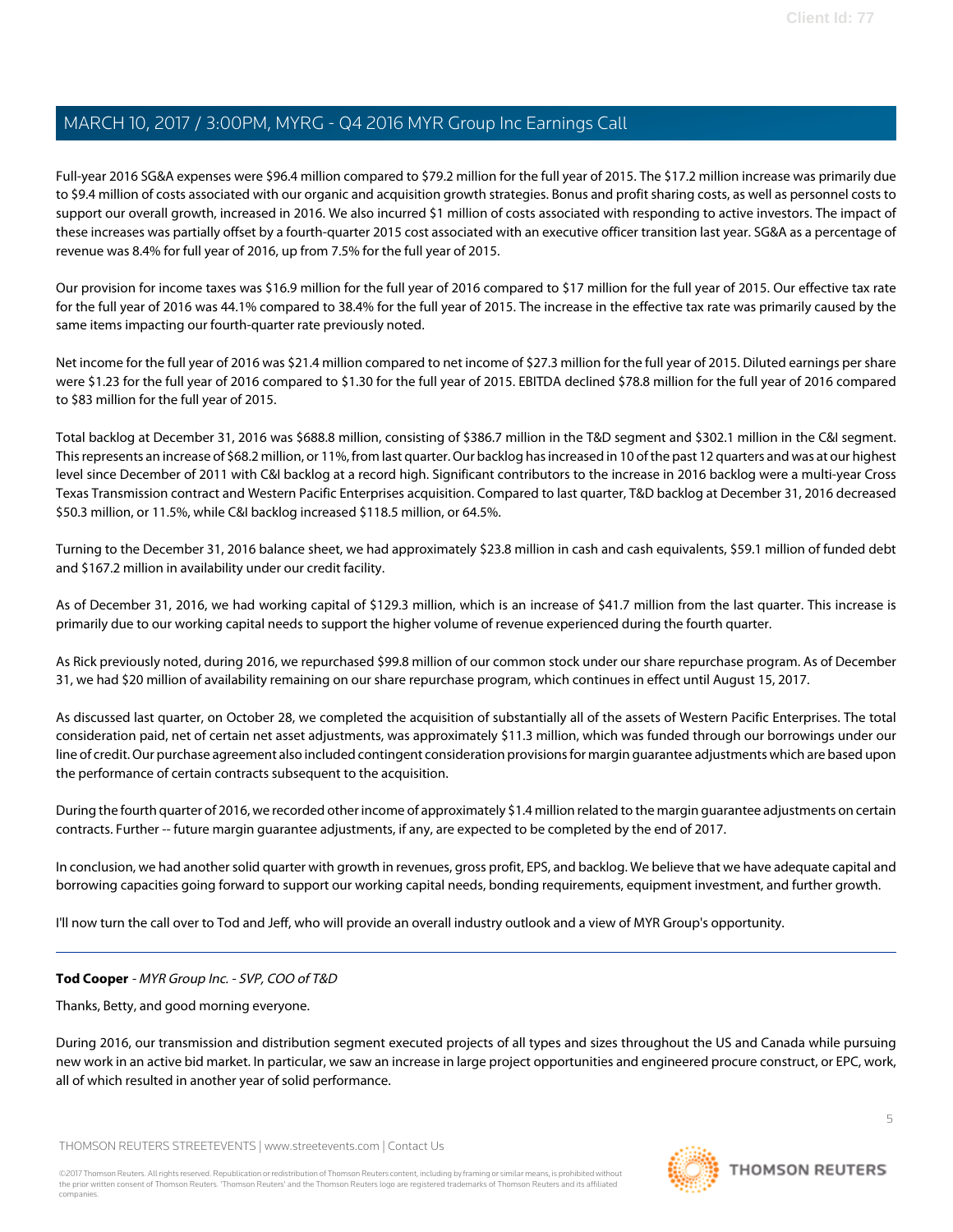Full-year 2016 SG&A expenses were $96.4 million compared to $79.2 million for the full year of 2015. The $17.2 million increase was primarily due to $9.4 million of costs associated with our organic and acquisition growth strategies. Bonus and profit sharing costs, as well as personnel costs to support our overall growth, increased in 2016. We also incurred $1 million of costs associated with responding to active investors. The impact of these increases was partially offset by a fourth-quarter 2015 cost associated with an executive officer transition last year. SG&A as a percentage of revenue was 8.4% for full year of 2016, up from 7.5% for the full year of 2015.

Our provision for income taxes was $16.9 million for the full year of 2016 compared to $17 million for the full year of 2015. Our effective tax rate for the full year of 2016 was 44.1% compared to 38.4% for the full year of 2015. The increase in the effective tax rate was primarily caused by the same items impacting our fourth-quarter rate previously noted.

Net income for the full year of 2016 was $21.4 million compared to net income of $27.3 million for the full year of 2015. Diluted earnings per share were $1.23 for the full year of 2016 compared to $1.30 for the full year of 2015. EBITDA declined $78.8 million for the full year of 2016 compared to $83 million for the full year of 2015.

Total backlog at December 31, 2016 was $688.8 million, consisting of $386.7 million in the T&D segment and $302.1 million in the C&I segment. This represents an increase of $68.2 million, or 11%, from last quarter. Our backlog has increased in 10 of the past 12 quarters and was at our highest level since December of 2011 with C&I backlog at a record high. Significant contributors to the increase in 2016 backlog were a multi-year Cross Texas Transmission contract and Western Pacific Enterprises acquisition. Compared to last quarter, T&D backlog at December 31, 2016 decreased $50.3 million, or 11.5%, while C&I backlog increased $118.5 million, or 64.5%.

Turning to the December 31, 2016 balance sheet, we had approximately $23.8 million in cash and cash equivalents, $59.1 million of funded debt and $167.2 million in availability under our credit facility.

As of December 31, 2016, we had working capital of $129.3 million, which is an increase of $41.7 million from the last quarter. This increase is primarily due to our working capital needs to support the higher volume of revenue experienced during the fourth quarter.

As Rick previously noted, during 2016, we repurchased $99.8 million of our common stock under our share repurchase program. As of December 31, we had $20 million of availability remaining on our share repurchase program, which continues in effect until August 15, 2017.

As discussed last quarter, on October 28, we completed the acquisition of substantially all of the assets of Western Pacific Enterprises. The total consideration paid, net of certain net asset adjustments, was approximately $11.3 million, which was funded through our borrowings under our line of credit. Our purchase agreement also included contingent consideration provisions for margin guarantee adjustments which are based upon the performance of certain contracts subsequent to the acquisition.

During the fourth quarter of 2016, we recorded other income of approximately $1.4 million related to the margin guarantee adjustments on certain contracts. Further -- future margin guarantee adjustments, if any, are expected to be completed by the end of 2017.

In conclusion, we had another solid quarter with growth in revenues, gross profit, EPS, and backlog. We believe that we have adequate capital and borrowing capacities going forward to support our working capital needs, bonding requirements, equipment investment, and further growth.

I'll now turn the call over to Tod and Jeff, who will provide an overall industry outlook and a view of MYR Group's opportunity.

---

**Tod Cooper** - *MYR Group Inc. - SVP, COO of T&D*

Thanks, Betty, and good morning everyone.

During 2016, our transmission and distribution segment executed projects of all types and sizes throughout the US and Canada while pursuing new work in an active bid market. In particular, we saw an increase in large project opportunities and engineered procure construct, or EPC, work, all of which resulted in another year of solid performance.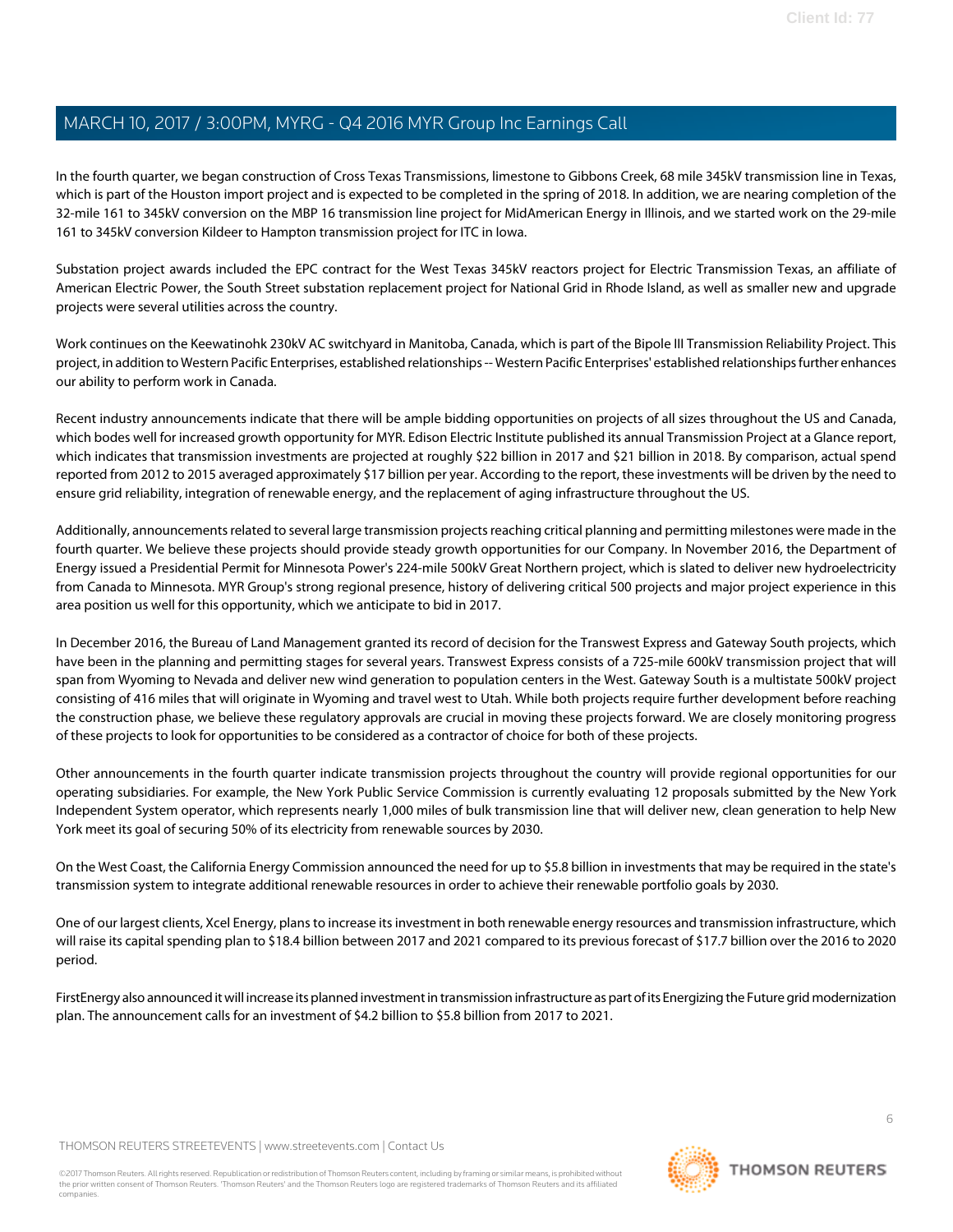In the fourth quarter, we began construction of Cross Texas Transmissions, limestone to Gibbons Creek, 68 mile 345kV transmission line in Texas, which is part of the Houston import project and is expected to be completed in the spring of 2018. In addition, we are nearing completion of the 32-mile 161 to 345kV conversion on the MBP 16 transmission line project for MidAmerican Energy in Illinois, and we started work on the 29-mile 161 to 345kV conversion Kildeer to Hampton transmission project for ITC in Iowa.

Substation project awards included the EPC contract for the West Texas 345kV reactors project for Electric Transmission Texas, an affiliate of American Electric Power, the South Street substation replacement project for National Grid in Rhode Island, as well as smaller new and upgrade projects were several utilities across the country.

Work continues on the Keewatinohk 230kV AC switchyard in Manitoba, Canada, which is part of the Bipole III Transmission Reliability Project. This project, in addition to Western Pacific Enterprises, established relationships -- Western Pacific Enterprises' established relationships further enhances our ability to perform work in Canada.

Recent industry announcements indicate that there will be ample bidding opportunities on projects of all sizes throughout the US and Canada, which bodes well for increased growth opportunity for MYR. Edison Electric Institute published its annual Transmission Project at a Glance report, which indicates that transmission investments are projected at roughly $22 billion in 2017 and $21 billion in 2018. By comparison, actual spend reported from 2012 to 2015 averaged approximately $17 billion per year. According to the report, these investments will be driven by the need to ensure grid reliability, integration of renewable energy, and the replacement of aging infrastructure throughout the US.

Additionally, announcements related to several large transmission projects reaching critical planning and permitting milestones were made in the fourth quarter. We believe these projects should provide steady growth opportunities for our Company. In November 2016, the Department of Energy issued a Presidential Permit for Minnesota Power's 224-mile 500kV Great Northern project, which is slated to deliver new hydroelectricity from Canada to Minnesota. MYR Group's strong regional presence, history of delivering critical 500 projects and major project experience in this area position us well for this opportunity, which we anticipate to bid in 2017.

In December 2016, the Bureau of Land Management granted its record of decision for the Transwest Express and Gateway South projects, which have been in the planning and permitting stages for several years. Transwest Express consists of a 725-mile 600kV transmission project that will span from Wyoming to Nevada and deliver new wind generation to population centers in the West. Gateway South is a multistate 500kV project consisting of 416 miles that will originate in Wyoming and travel west to Utah. While both projects require further development before reaching the construction phase, we believe these regulatory approvals are crucial in moving these projects forward. We are closely monitoring progress of these projects to look for opportunities to be considered as a contractor of choice for both of these projects.

Other announcements in the fourth quarter indicate transmission projects throughout the country will provide regional opportunities for our operating subsidiaries. For example, the New York Public Service Commission is currently evaluating 12 proposals submitted by the New York Independent System operator, which represents nearly 1,000 miles of bulk transmission line that will deliver new, clean generation to help New York meet its goal of securing 50% of its electricity from renewable sources by 2030.

On the West Coast, the California Energy Commission announced the need for up to $5.8 billion in investments that may be required in the state's transmission system to integrate additional renewable resources in order to achieve their renewable portfolio goals by 2030.

One of our largest clients, Xcel Energy, plans to increase its investment in both renewable energy resources and transmission infrastructure, which will raise its capital spending plan to $18.4 billion between 2017 and 2021 compared to its previous forecast of $17.7 billion over the 2016 to 2020 period.

FirstEnergy also announced it will increase its planned investment in transmission infrastructure as part of its Energizing the Future grid modernization plan. The announcement calls for an investment of $4.2 billion to $5.8 billion from 2017 to 2021.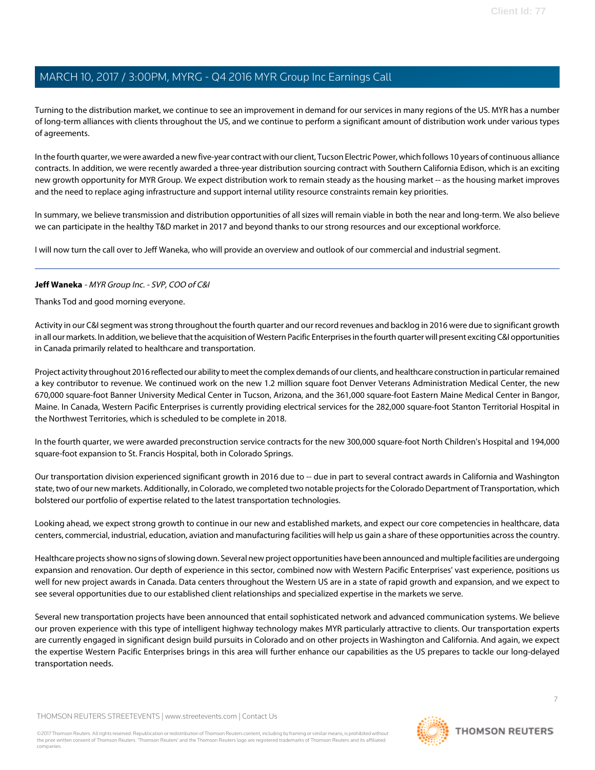Turning to the distribution market, we continue to see an improvement in demand for our services in many regions of the US. MYR has a number of long-term alliances with clients throughout the US, and we continue to perform a significant amount of distribution work under various types of agreements.

In the fourth quarter, we were awarded a new five-year contract with our client, Tucson Electric Power, which follows 10 years of continuous alliance contracts. In addition, we were recently awarded a three-year distribution sourcing contract with Southern California Edison, which is an exciting new growth opportunity for MYR Group. We expect distribution work to remain steady as the housing market -- as the housing market improves and the need to replace aging infrastructure and support internal utility resource constraints remain key priorities.

In summary, we believe transmission and distribution opportunities of all sizes will remain viable in both the near and long-term. We also believe we can participate in the healthy T&D market in 2017 and beyond thanks to our strong resources and our exceptional workforce.

I will now turn the call over to Jeff Waneka, who will provide an overview and outlook of our commercial and industrial segment.

---

**Jeff Waneka** - *MYR Group Inc. - SVP, COO of C&I*

Thanks Tod and good morning everyone.

Activity in our C&I segment was strong throughout the fourth quarter and our record revenues and backlog in 2016 were due to significant growth in all our markets. In addition, we believe that the acquisition of Western Pacific Enterprises in the fourth quarter will present exciting C&I opportunities in Canada primarily related to healthcare and transportation.

Project activity throughout 2016 reflected our ability to meet the complex demands of our clients, and healthcare construction in particular remained a key contributor to revenue. We continued work on the new 1.2 million square foot Denver Veterans Administration Medical Center, the new 670,000 square-foot Banner University Medical Center in Tucson, Arizona, and the 361,000 square-foot Eastern Maine Medical Center in Bangor, Maine. In Canada, Western Pacific Enterprises is currently providing electrical services for the 282,000 square-foot Stanton Territorial Hospital in the Northwest Territories, which is scheduled to be complete in 2018.

In the fourth quarter, we were awarded preconstruction service contracts for the new 300,000 square-foot North Children's Hospital and 194,000 square-foot expansion to St. Francis Hospital, both in Colorado Springs.

Our transportation division experienced significant growth in 2016 due to -- due in part to several contract awards in California and Washington state, two of our new markets. Additionally, in Colorado, we completed two notable projects for the Colorado Department of Transportation, which bolstered our portfolio of expertise related to the latest transportation technologies.

Looking ahead, we expect strong growth to continue in our new and established markets, and expect our core competencies in healthcare, data centers, commercial, industrial, education, aviation and manufacturing facilities will help us gain a share of these opportunities across the country.

Healthcare projects show no signs of slowing down. Several new project opportunities have been announced and multiple facilities are undergoing expansion and renovation. Our depth of experience in this sector, combined now with Western Pacific Enterprises' vast experience, positions us well for new project awards in Canada. Data centers throughout the Western US are in a state of rapid growth and expansion, and we expect to see several opportunities due to our established client relationships and specialized expertise in the markets we serve.

Several new transportation projects have been announced that entail sophisticated network and advanced communication systems. We believe our proven experience with this type of intelligent highway technology makes MYR particularly attractive to clients. Our transportation experts are currently engaged in significant design build pursuits in Colorado and on other projects in Washington and California. And again, we expect the expertise Western Pacific Enterprises brings in this area will further enhance our capabilities as the US prepares to tackle our long-delayed transportation needs.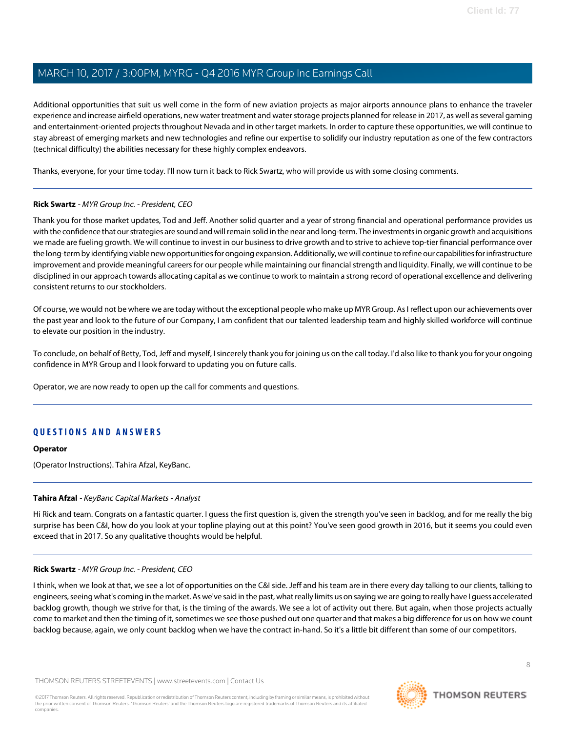Additional opportunities that suit us well come in the form of new aviation projects as major airports announce plans to enhance the traveler experience and increase airfield operations, new water treatment and water storage projects planned for release in 2017, as well as several gaming and entertainment-oriented projects throughout Nevada and in other target markets. In order to capture these opportunities, we will continue to stay abreast of emerging markets and new technologies and refine our expertise to solidify our industry reputation as one of the few contractors (technical difficulty) the abilities necessary for these highly complex endeavors.

Thanks, everyone, for your time today. I'll now turn it back to Rick Swartz, who will provide us with some closing comments.

---

**Rick Swartz** - *MYR Group Inc. - President, CEO*

Thank you for those market updates, Tod and Jeff. Another solid quarter and a year of strong financial and operational performance provides us with the confidence that our strategies are sound and will remain solid in the near and long-term. The investments in organic growth and acquisitions we made are fueling growth. We will continue to invest in our business to drive growth and to strive to achieve top-tier financial performance over the long-term by identifying viable new opportunities for ongoing expansion. Additionally, we will continue to refine our capabilities for infrastructure improvement and provide meaningful careers for our people while maintaining our financial strength and liquidity. Finally, we will continue to be disciplined in our approach towards allocating capital as we continue to work to maintain a strong record of operational excellence and delivering consistent returns to our stockholders.

Of course, we would not be where we are today without the exceptional people who make up MYR Group. As I reflect upon our achievements over the past year and look to the future of our Company, I am confident that our talented leadership team and highly skilled workforce will continue to elevate our position in the industry.

To conclude, on behalf of Betty, Tod, Jeff and myself, I sincerely thank you for joining us on the call today. I'd also like to thank you for your ongoing confidence in MYR Group and I look forward to updating you on future calls.

Operator, we are now ready to open up the call for comments and questions.

---

## QUESTIONS AND ANSWERS

**Operator**

(Operator Instructions). Tahira Afzal, KeyBanc.

---

**Tahira Afzal** - *KeyBanc Capital Markets - Analyst*

Hi Rick and team. Congrats on a fantastic quarter. I guess the first question is, given the strength you've seen in backlog, and for me really the big surprise has been C&I, how do you look at your topline playing out at this point? You've seen good growth in 2016, but it seems you could even exceed that in 2017. So any qualitative thoughts would be helpful.

---

**Rick Swartz** - *MYR Group Inc. - President, CEO*

I think, when we look at that, we see a lot of opportunities on the C&I side. Jeff and his team are in there every day talking to our clients, talking to engineers, seeing what's coming in the market. As we've said in the past, what really limits us on saying we are going to really have I guess accelerated backlog growth, though we strive for that, is the timing of the awards. We see a lot of activity out there. But again, when those projects actually come to market and then the timing of it, sometimes we see those pushed out one quarter and that makes a big difference for us on how we count backlog because, again, we only count backlog when we have the contract in-hand. So it's a little bit different than some of our competitors.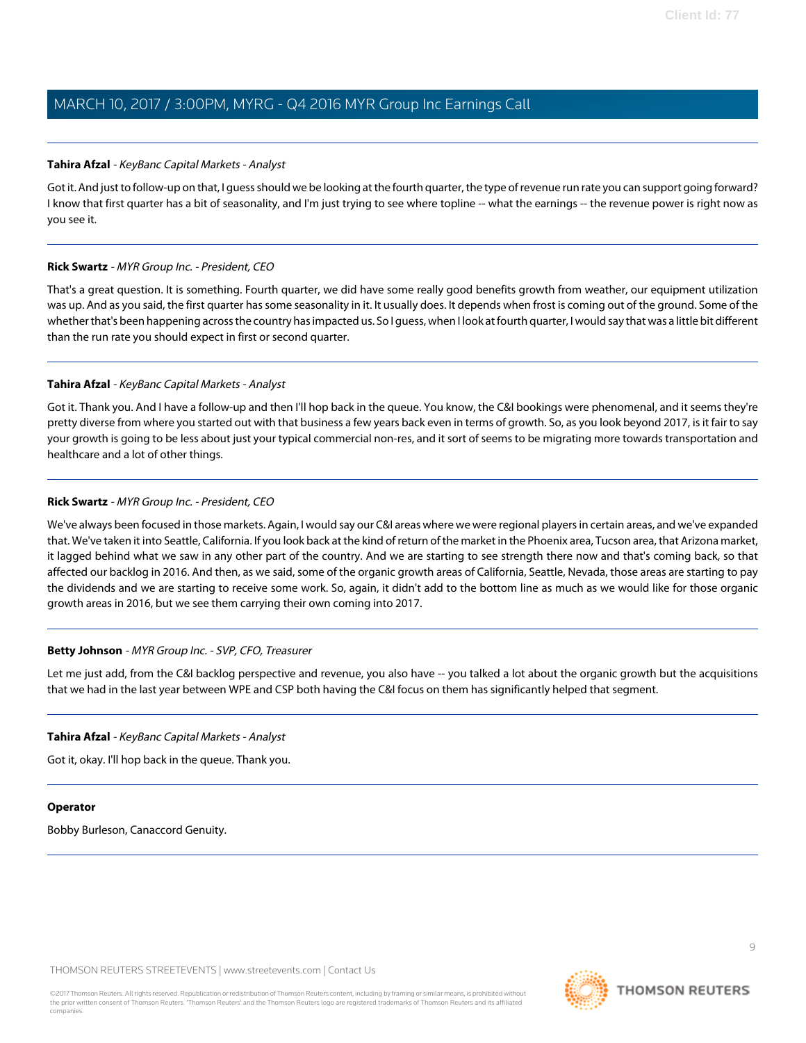**Tahira Afzal** - *KeyBanc Capital Markets - Analyst*

Got it. And just to follow-up on that, I guess should we be looking at the fourth quarter, the type of revenue run rate you can support going forward? I know that first quarter has a bit of seasonality, and I'm just trying to see where topline -- what the earnings -- the revenue power is right now as you see it.

---

**Rick Swartz** - *MYR Group Inc. - President, CEO*

That's a great question. It is something. Fourth quarter, we did have some really good benefits growth from weather, our equipment utilization was up. And as you said, the first quarter has some seasonality in it. It usually does. It depends when frost is coming out of the ground. Some of the whether that's been happening across the country has impacted us. So I guess, when I look at fourth quarter, I would say that was a little bit different than the run rate you should expect in first or second quarter.

---

**Tahira Afzal** - *KeyBanc Capital Markets - Analyst*

Got it. Thank you. And I have a follow-up and then I'll hop back in the queue. You know, the C&I bookings were phenomenal, and it seems they're pretty diverse from where you started out with that business a few years back even in terms of growth. So, as you look beyond 2017, is it fair to say your growth is going to be less about just your typical commercial non-res, and it sort of seems to be migrating more towards transportation and healthcare and a lot of other things.

---

**Rick Swartz** - *MYR Group Inc. - President, CEO*

We've always been focused in those markets. Again, I would say our C&I areas where we were regional players in certain areas, and we've expanded that. We've taken it into Seattle, California. If you look back at the kind of return of the market in the Phoenix area, Tucson area, that Arizona market, it lagged behind what we saw in any other part of the country. And we are starting to see strength there now and that's coming back, so that affected our backlog in 2016. And then, as we said, some of the organic growth areas of California, Seattle, Nevada, those areas are starting to pay the dividends and we are starting to receive some work. So, again, it didn't add to the bottom line as much as we would like for those organic growth areas in 2016, but we see them carrying their own coming into 2017.

---

**Betty Johnson** - *MYR Group Inc. - SVP, CFO, Treasurer*

Let me just add, from the C&I backlog perspective and revenue, you also have -- you talked a lot about the organic growth but the acquisitions that we had in the last year between WPE and CSP both having the C&I focus on them has significantly helped that segment.

---

**Tahira Afzal** - *KeyBanc Capital Markets - Analyst*

Got it, okay. I'll hop back in the queue. Thank you.

---

**Operator**

Bobby Burleson, Canaccord Genuity.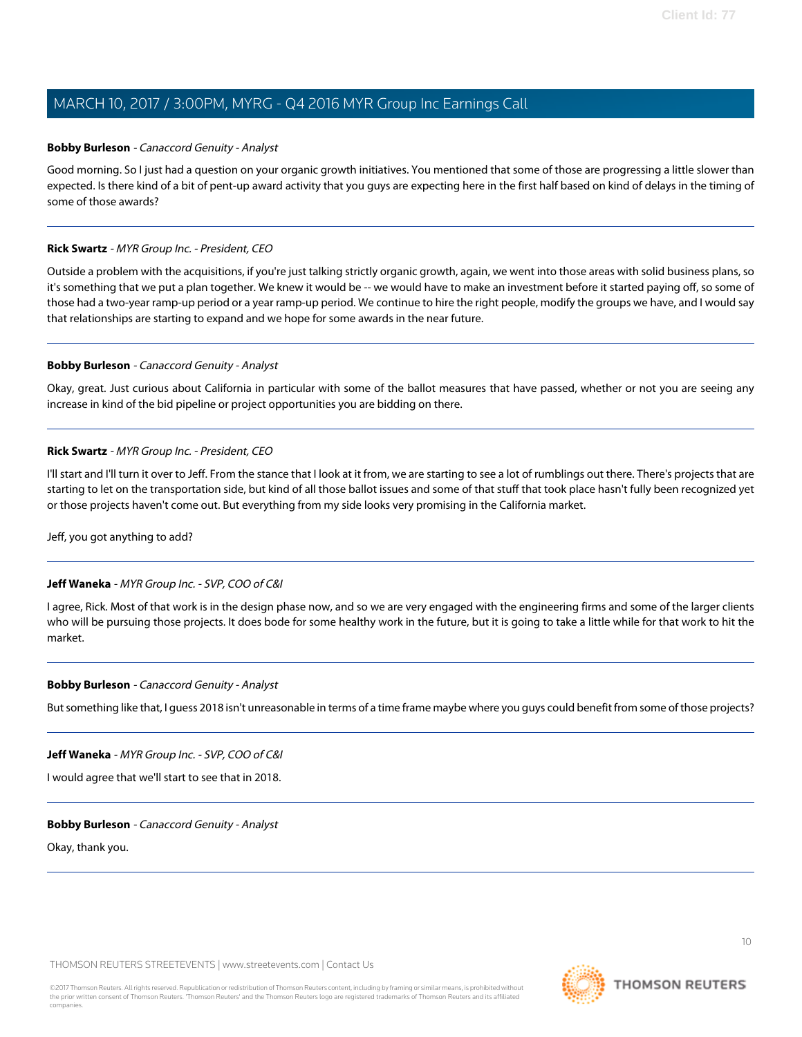**Bobby Burleson** - *Canaccord Genuity - Analyst*

Good morning. So I just had a question on your organic growth initiatives. You mentioned that some of those are progressing a little slower than expected. Is there kind of a bit of pent-up award activity that you guys are expecting here in the first half based on kind of delays in the timing of some of those awards?

---

**Rick Swartz** - *MYR Group Inc. - President, CEO*

Outside a problem with the acquisitions, if you're just talking strictly organic growth, again, we went into those areas with solid business plans, so it's something that we put a plan together. We knew it would be -- we would have to make an investment before it started paying off, so some of those had a two-year ramp-up period or a year ramp-up period. We continue to hire the right people, modify the groups we have, and I would say that relationships are starting to expand and we hope for some awards in the near future.

---

**Bobby Burleson** - *Canaccord Genuity - Analyst*

Okay, great. Just curious about California in particular with some of the ballot measures that have passed, whether or not you are seeing any increase in kind of the bid pipeline or project opportunities you are bidding on there.

---

**Rick Swartz** - *MYR Group Inc. - President, CEO*

I'll start and I'll turn it over to Jeff. From the stance that I look at it from, we are starting to see a lot of rumblings out there. There's projects that are starting to let on the transportation side, but kind of all those ballot issues and some of that stuff that took place hasn't fully been recognized yet or those projects haven't come out. But everything from my side looks very promising in the California market.

Jeff, you got anything to add?

---

**Jeff Waneka** - *MYR Group Inc. - SVP, COO of C&I*

I agree, Rick. Most of that work is in the design phase now, and so we are very engaged with the engineering firms and some of the larger clients who will be pursuing those projects. It does bode for some healthy work in the future, but it is going to take a little while for that work to hit the market.

---

**Bobby Burleson** - *Canaccord Genuity - Analyst*

But something like that, I guess 2018 isn't unreasonable in terms of a time frame maybe where you guys could benefit from some of those projects?

---

**Jeff Waneka** - *MYR Group Inc. - SVP, COO of C&I*

I would agree that we'll start to see that in 2018.

---

**Bobby Burleson** - *Canaccord Genuity - Analyst*

Okay, thank you.

---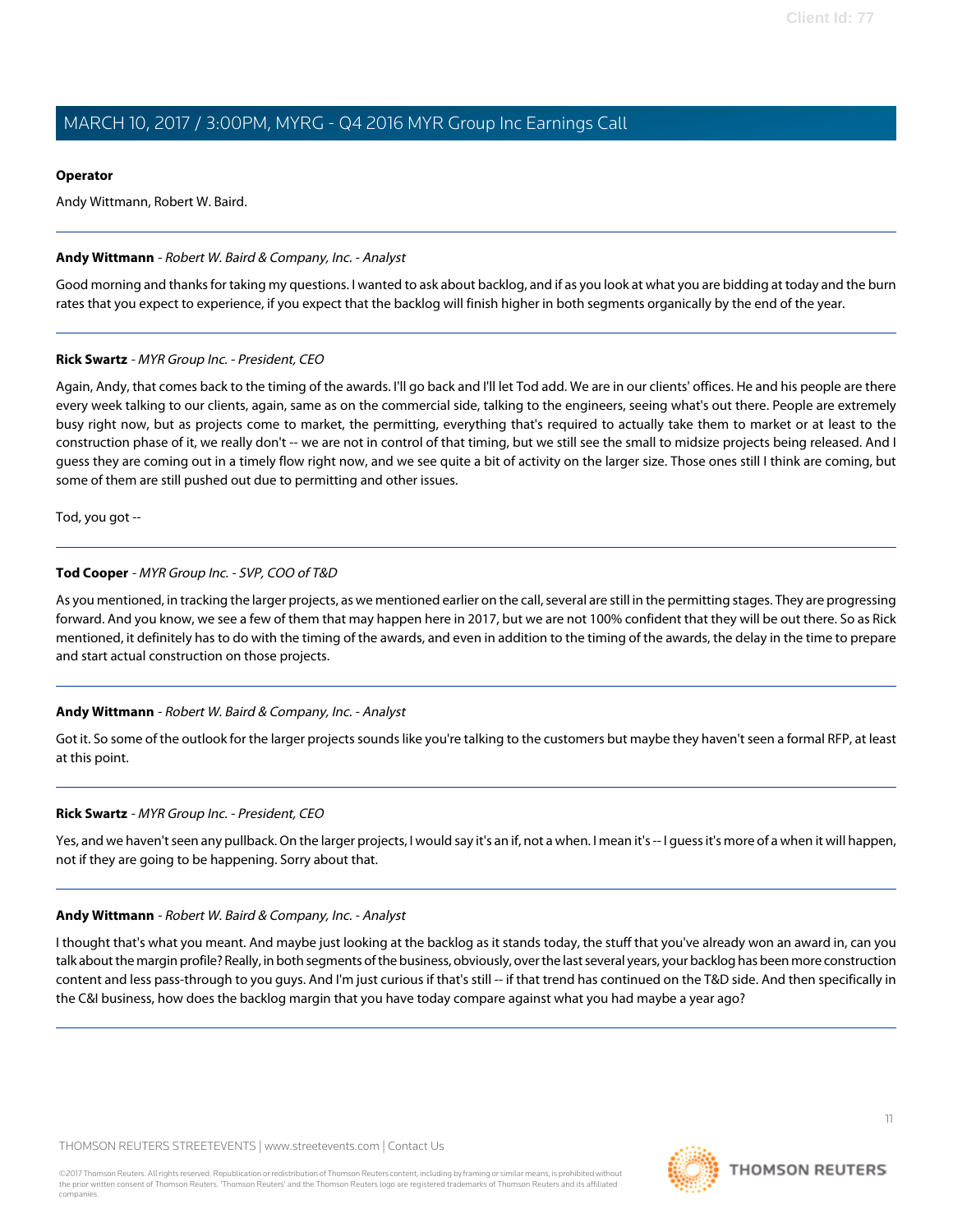**Operator**

Andy Wittmann, Robert W. Baird.

---

**Andy Wittmann** - *Robert W. Baird & Company, Inc. - Analyst*

Good morning and thanks for taking my questions. I wanted to ask about backlog, and if as you look at what you are bidding at today and the burn rates that you expect to experience, if you expect that the backlog will finish higher in both segments organically by the end of the year.

---

**Rick Swartz** - *MYR Group Inc. - President, CEO*

Again, Andy, that comes back to the timing of the awards. I'll go back and I'll let Tod add. We are in our clients' offices. He and his people are there every week talking to our clients, again, same as on the commercial side, talking to the engineers, seeing what's out there. People are extremely busy right now, but as projects come to market, the permitting, everything that's required to actually take them to market or at least to the construction phase of it, we really don't -- we are not in control of that timing, but we still see the small to midsize projects being released. And I guess they are coming out in a timely flow right now, and we see quite a bit of activity on the larger size. Those ones still I think are coming, but some of them are still pushed out due to permitting and other issues.

Tod, you got --

---

**Tod Cooper** - *MYR Group Inc. - SVP, COO of T&D*

As you mentioned, in tracking the larger projects, as we mentioned earlier on the call, several are still in the permitting stages. They are progressing forward. And you know, we see a few of them that may happen here in 2017, but we are not 100% confident that they will be out there. So as Rick mentioned, it definitely has to do with the timing of the awards, and even in addition to the timing of the awards, the delay in the time to prepare and start actual construction on those projects.

---

**Andy Wittmann** - *Robert W. Baird & Company, Inc. - Analyst*

Got it. So some of the outlook for the larger projects sounds like you're talking to the customers but maybe they haven't seen a formal RFP, at least at this point.

---

**Rick Swartz** - *MYR Group Inc. - President, CEO*

Yes, and we haven't seen any pullback. On the larger projects, I would say it's an if, not a when. I mean it's -- I guess it's more of a when it will happen, not if they are going to be happening. Sorry about that.

---

**Andy Wittmann** - *Robert W. Baird & Company, Inc. - Analyst*

I thought that's what you meant. And maybe just looking at the backlog as it stands today, the stuff that you've already won an award in, can you talk about the margin profile? Really, in both segments of the business, obviously, over the last several years, your backlog has been more construction content and less pass-through to you guys. And I'm just curious if that's still -- if that trend has continued on the T&D side. And then specifically in the C&I business, how does the backlog margin that you have today compare against what you had maybe a year ago?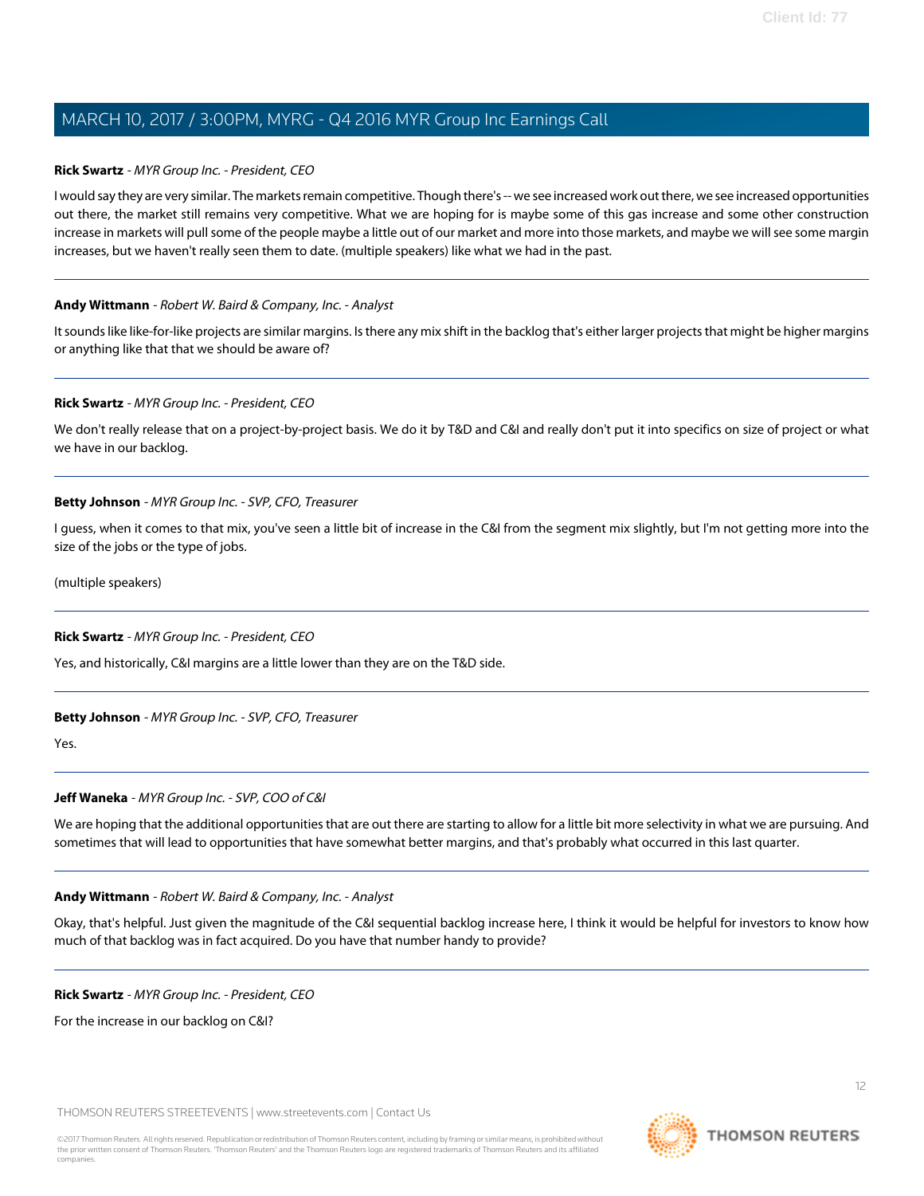**Rick Swartz** - *MYR Group Inc. - President, CEO*

I would say they are very similar. The markets remain competitive. Though there's -- we see increased work out there, we see increased opportunities out there, the market still remains very competitive. What we are hoping for is maybe some of this gas increase and some other construction increase in markets will pull some of the people maybe a little out of our market and more into those markets, and maybe we will see some margin increases, but we haven't really seen them to date. (multiple speakers) like what we had in the past.

---

**Andy Wittmann** - *Robert W. Baird & Company, Inc. - Analyst*

It sounds like like-for-like projects are similar margins. Is there any mix shift in the backlog that's either larger projects that might be higher margins or anything like that that we should be aware of?

---

**Rick Swartz** - *MYR Group Inc. - President, CEO*

We don't really release that on a project-by-project basis. We do it by T&D and C&I and really don't put it into specifics on size of project or what we have in our backlog.

---

**Betty Johnson** - *MYR Group Inc. - SVP, CFO, Treasurer*

I guess, when it comes to that mix, you've seen a little bit of increase in the C&I from the segment mix slightly, but I'm not getting more into the size of the jobs or the type of jobs.

(multiple speakers)

---

**Rick Swartz** - *MYR Group Inc. - President, CEO*

Yes, and historically, C&I margins are a little lower than they are on the T&D side.

---

**Betty Johnson** - *MYR Group Inc. - SVP, CFO, Treasurer*

Yes.

---

**Jeff Waneka** - *MYR Group Inc. - SVP, COO of C&I*

We are hoping that the additional opportunities that are out there are starting to allow for a little bit more selectivity in what we are pursuing. And sometimes that will lead to opportunities that have somewhat better margins, and that's probably what occurred in this last quarter.

---

**Andy Wittmann** - *Robert W. Baird & Company, Inc. - Analyst*

Okay, that's helpful. Just given the magnitude of the C&I sequential backlog increase here, I think it would be helpful for investors to know how much of that backlog was in fact acquired. Do you have that number handy to provide?

---

**Rick Swartz** - *MYR Group Inc. - President, CEO*

For the increase in our backlog on C&I?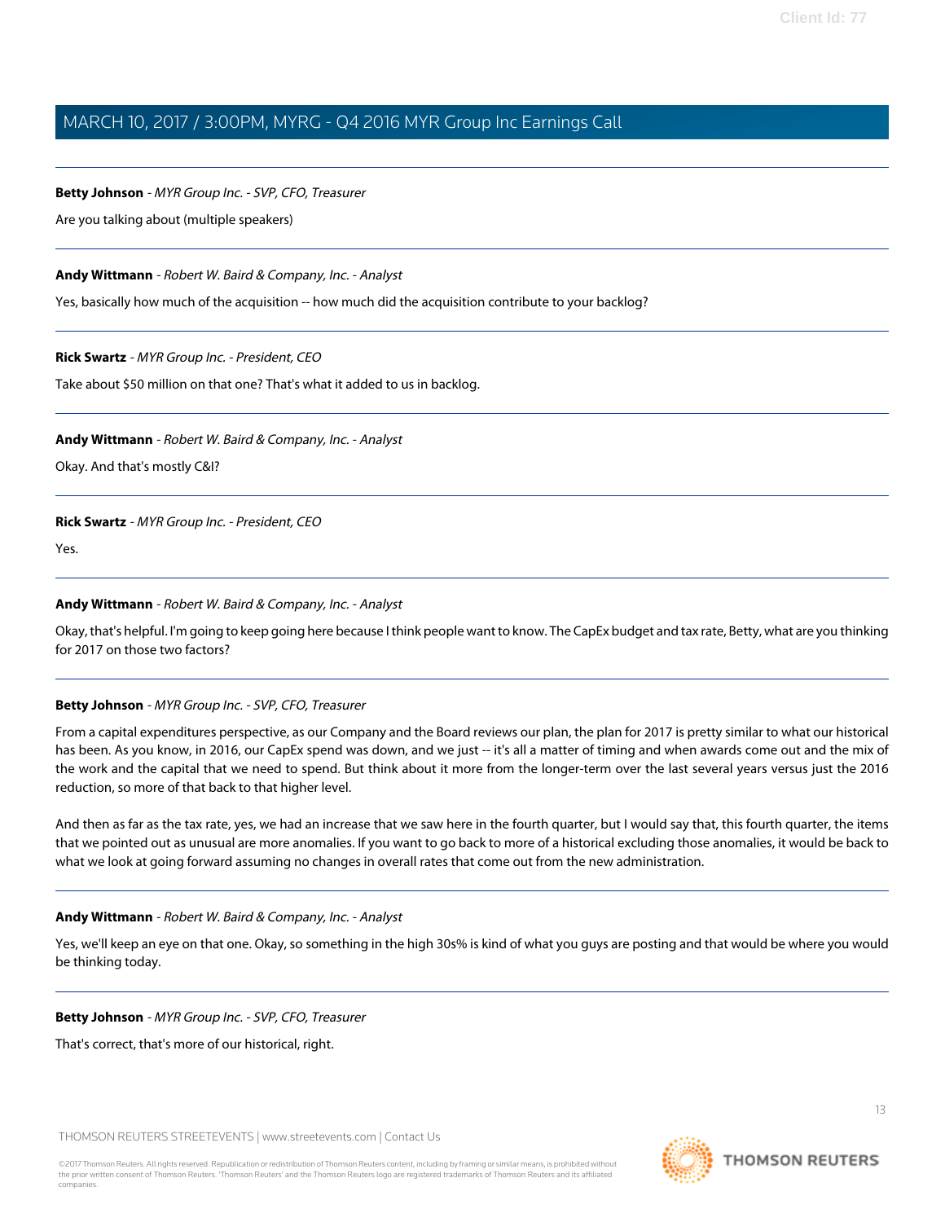**Betty Johnson** - *MYR Group Inc. - SVP, CFO, Treasurer*

Are you talking about (multiple speakers)

---

**Andy Wittmann** - *Robert W. Baird & Company, Inc. - Analyst*

Yes, basically how much of the acquisition -- how much did the acquisition contribute to your backlog?

---

**Rick Swartz** - *MYR Group Inc. - President, CEO*

Take about $50 million on that one? That's what it added to us in backlog.

---

**Andy Wittmann** - *Robert W. Baird & Company, Inc. - Analyst*

Okay. And that's mostly C&I?

---

**Rick Swartz** - *MYR Group Inc. - President, CEO*

Yes.

---

**Andy Wittmann** - *Robert W. Baird & Company, Inc. - Analyst*

Okay, that's helpful. I'm going to keep going here because I think people want to know. The CapEx budget and tax rate, Betty, what are you thinking for 2017 on those two factors?

---

**Betty Johnson** - *MYR Group Inc. - SVP, CFO, Treasurer*

From a capital expenditures perspective, as our Company and the Board reviews our plan, the plan for 2017 is pretty similar to what our historical has been. As you know, in 2016, our CapEx spend was down, and we just -- it's all a matter of timing and when awards come out and the mix of the work and the capital that we need to spend. But think about it more from the longer-term over the last several years versus just the 2016 reduction, so more of that back to that higher level.

And then as far as the tax rate, yes, we had an increase that we saw here in the fourth quarter, but I would say that, this fourth quarter, the items that we pointed out as unusual are more anomalies. If you want to go back to more of a historical excluding those anomalies, it would be back to what we look at going forward assuming no changes in overall rates that come out from the new administration.

---

**Andy Wittmann** - *Robert W. Baird & Company, Inc. - Analyst*

Yes, we'll keep an eye on that one. Okay, so something in the high 30s% is kind of what you guys are posting and that would be where you would be thinking today.

---

**Betty Johnson** - *MYR Group Inc. - SVP, CFO, Treasurer*

That's correct, that's more of our historical, right.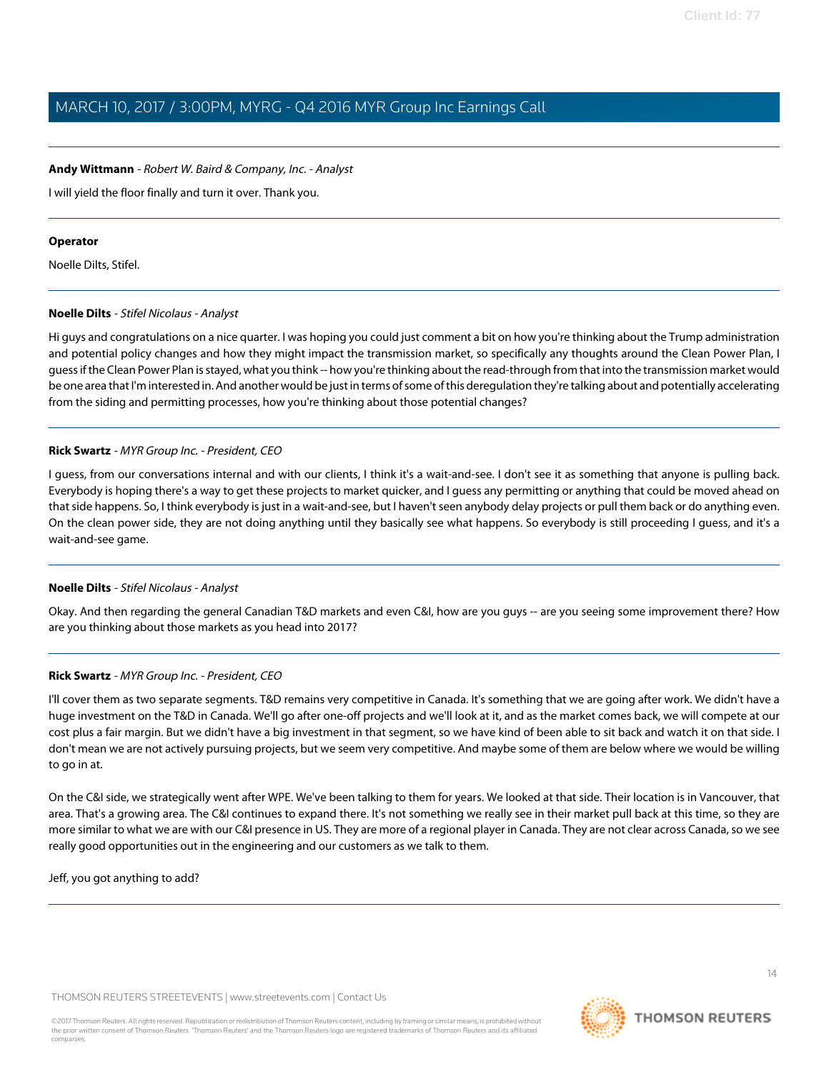**Andy Wittmann** - *Robert W. Baird & Company, Inc. - Analyst*

I will yield the floor finally and turn it over. Thank you.

---

**Operator**

Noelle Dilts, Stifel.

---

**Noelle Dilts** - *Stifel Nicolaus - Analyst*

Hi guys and congratulations on a nice quarter. I was hoping you could just comment a bit on how you're thinking about the Trump administration and potential policy changes and how they might impact the transmission market, so specifically any thoughts around the Clean Power Plan, I guess if the Clean Power Plan is stayed, what you think -- how you're thinking about the read-through from that into the transmission market would be one area that I'm interested in. And another would be just in terms of some of this deregulation they're talking about and potentially accelerating from the siding and permitting processes, how you're thinking about those potential changes?

---

**Rick Swartz** - *MYR Group Inc. - President, CEO*

I guess, from our conversations internal and with our clients, I think it's a wait-and-see. I don't see it as something that anyone is pulling back. Everybody is hoping there's a way to get these projects to market quicker, and I guess any permitting or anything that could be moved ahead on that side happens. So, I think everybody is just in a wait-and-see, but I haven't seen anybody delay projects or pull them back or do anything even. On the clean power side, they are not doing anything until they basically see what happens. So everybody is still proceeding I guess, and it's a wait-and-see game.

---

**Noelle Dilts** - *Stifel Nicolaus - Analyst*

Okay. And then regarding the general Canadian T&D markets and even C&I, how are you guys -- are you seeing some improvement there? How are you thinking about those markets as you head into 2017?

---

**Rick Swartz** - *MYR Group Inc. - President, CEO*

I'll cover them as two separate segments. T&D remains very competitive in Canada. It's something that we are going after work. We didn't have a huge investment on the T&D in Canada. We'll go after one-off projects and we'll look at it, and as the market comes back, we will compete at our cost plus a fair margin. But we didn't have a big investment in that segment, so we have kind of been able to sit back and watch it on that side. I don't mean we are not actively pursuing projects, but we seem very competitive. And maybe some of them are below where we would be willing to go in at.

On the C&I side, we strategically went after WPE. We've been talking to them for years. We looked at that side. Their location is in Vancouver, that area. That's a growing area. The C&I continues to expand there. It's not something we really see in their market pull back at this time, so they are more similar to what we are with our C&I presence in US. They are more of a regional player in Canada. They are not clear across Canada, so we see really good opportunities out in the engineering and our customers as we talk to them.

Jeff, you got anything to add?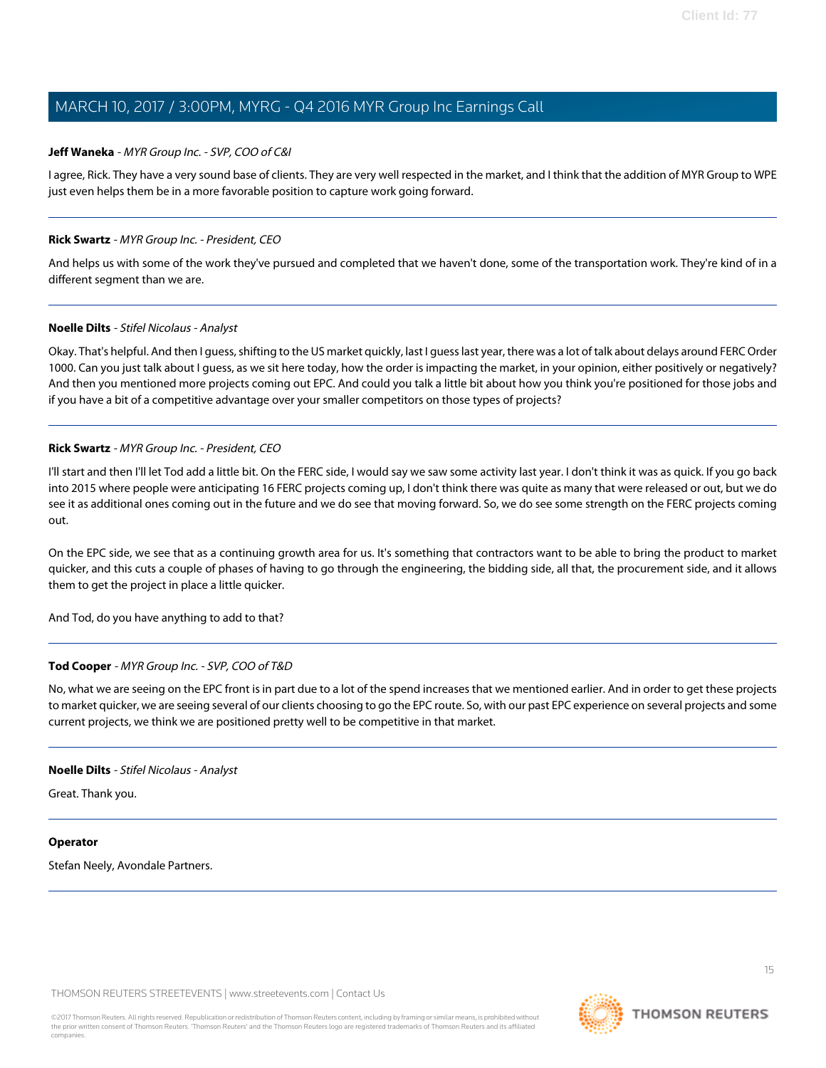**Jeff Waneka** - *MYR Group Inc. - SVP, COO of C&I*

I agree, Rick. They have a very sound base of clients. They are very well respected in the market, and I think that the addition of MYR Group to WPE just even helps them be in a more favorable position to capture work going forward.

---

**Rick Swartz** - *MYR Group Inc. - President, CEO*

And helps us with some of the work they've pursued and completed that we haven't done, some of the transportation work. They're kind of in a different segment than we are.

---

**Noelle Dilts** - *Stifel Nicolaus - Analyst*

Okay. That's helpful. And then I guess, shifting to the US market quickly, last I guess last year, there was a lot of talk about delays around FERC Order 1000. Can you just talk about I guess, as we sit here today, how the order is impacting the market, in your opinion, either positively or negatively? And then you mentioned more projects coming out EPC. And could you talk a little bit about how you think you're positioned for those jobs and if you have a bit of a competitive advantage over your smaller competitors on those types of projects?

---

**Rick Swartz** - *MYR Group Inc. - President, CEO*

I'll start and then I'll let Tod add a little bit. On the FERC side, I would say we saw some activity last year. I don't think it was as quick. If you go back into 2015 where people were anticipating 16 FERC projects coming up, I don't think there was quite as many that were released or out, but we do see it as additional ones coming out in the future and we do see that moving forward. So, we do see some strength on the FERC projects coming out.

On the EPC side, we see that as a continuing growth area for us. It's something that contractors want to be able to bring the product to market quicker, and this cuts a couple of phases of having to go through the engineering, the bidding side, all that, the procurement side, and it allows them to get the project in place a little quicker.

And Tod, do you have anything to add to that?

---

**Tod Cooper** - *MYR Group Inc. - SVP, COO of T&D*

No, what we are seeing on the EPC front is in part due to a lot of the spend increases that we mentioned earlier. And in order to get these projects to market quicker, we are seeing several of our clients choosing to go the EPC route. So, with our past EPC experience on several projects and some current projects, we think we are positioned pretty well to be competitive in that market.

---

**Noelle Dilts** - *Stifel Nicolaus - Analyst*

Great. Thank you.

---

**Operator**

Stefan Neely, Avondale Partners.

---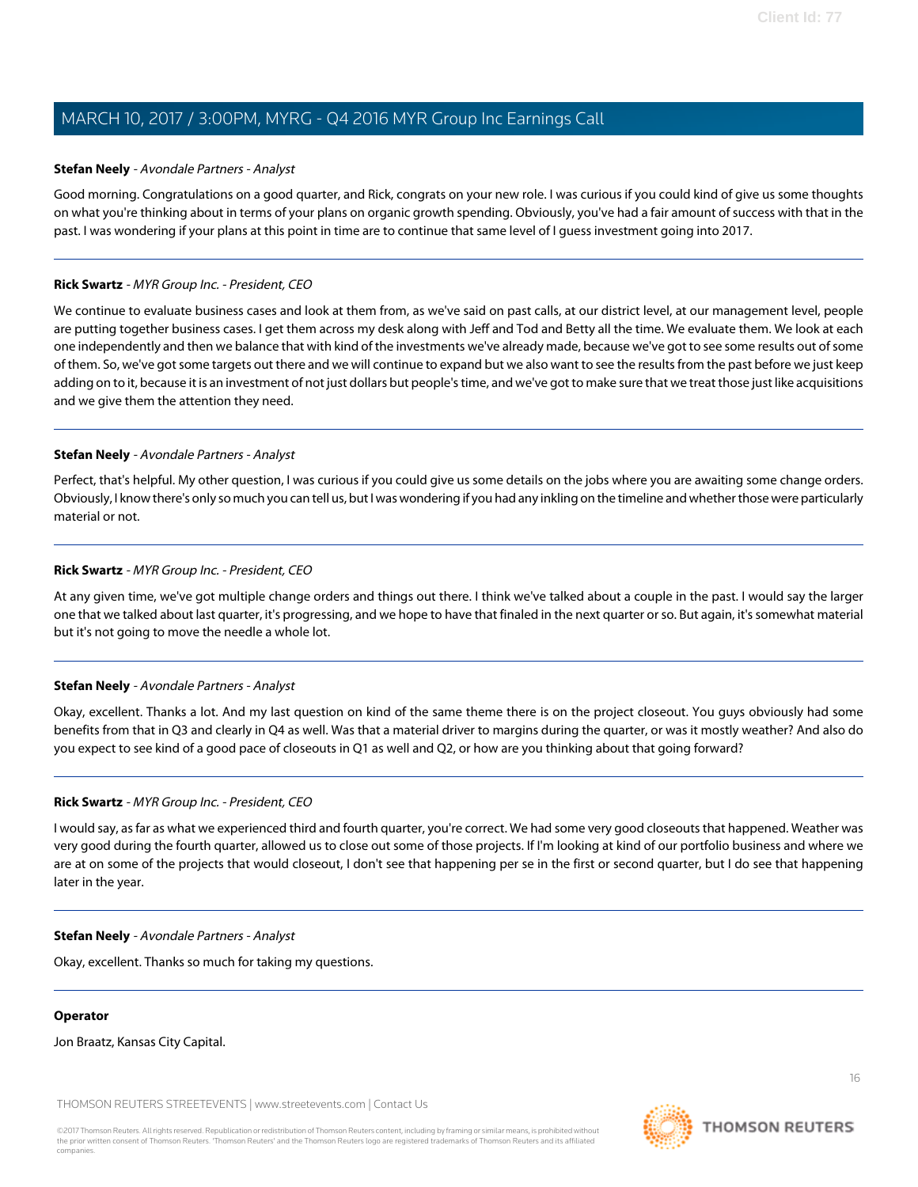**Stefan Neely** - *Avondale Partners - Analyst*

Good morning. Congratulations on a good quarter, and Rick, congrats on your new role. I was curious if you could kind of give us some thoughts on what you're thinking about in terms of your plans on organic growth spending. Obviously, you've had a fair amount of success with that in the past. I was wondering if your plans at this point in time are to continue that same level of I guess investment going into 2017.

---

**Rick Swartz** - *MYR Group Inc. - President, CEO*

We continue to evaluate business cases and look at them from, as we've said on past calls, at our district level, at our management level, people are putting together business cases. I get them across my desk along with Jeff and Tod and Betty all the time. We evaluate them. We look at each one independently and then we balance that with kind of the investments we've already made, because we've got to see some results out of some of them. So, we've got some targets out there and we will continue to expand but we also want to see the results from the past before we just keep adding on to it, because it is an investment of not just dollars but people's time, and we've got to make sure that we treat those just like acquisitions and we give them the attention they need.

---

**Stefan Neely** - *Avondale Partners - Analyst*

Perfect, that's helpful. My other question, I was curious if you could give us some details on the jobs where you are awaiting some change orders. Obviously, I know there's only so much you can tell us, but I was wondering if you had any inkling on the timeline and whether those were particularly material or not.

---

**Rick Swartz** - *MYR Group Inc. - President, CEO*

At any given time, we've got multiple change orders and things out there. I think we've talked about a couple in the past. I would say the larger one that we talked about last quarter, it's progressing, and we hope to have that finaled in the next quarter or so. But again, it's somewhat material but it's not going to move the needle a whole lot.

---

**Stefan Neely** - *Avondale Partners - Analyst*

Okay, excellent. Thanks a lot. And my last question on kind of the same theme there is on the project closeout. You guys obviously had some benefits from that in Q3 and clearly in Q4 as well. Was that a material driver to margins during the quarter, or was it mostly weather? And also do you expect to see kind of a good pace of closeouts in Q1 as well and Q2, or how are you thinking about that going forward?

---

**Rick Swartz** - *MYR Group Inc. - President, CEO*

I would say, as far as what we experienced third and fourth quarter, you're correct. We had some very good closeouts that happened. Weather was very good during the fourth quarter, allowed us to close out some of those projects. If I'm looking at kind of our portfolio business and where we are at on some of the projects that would closeout, I don't see that happening per se in the first or second quarter, but I do see that happening later in the year.

---

**Stefan Neely** - *Avondale Partners - Analyst*

Okay, excellent. Thanks so much for taking my questions.

---

**Operator**

Jon Braatz, Kansas City Capital.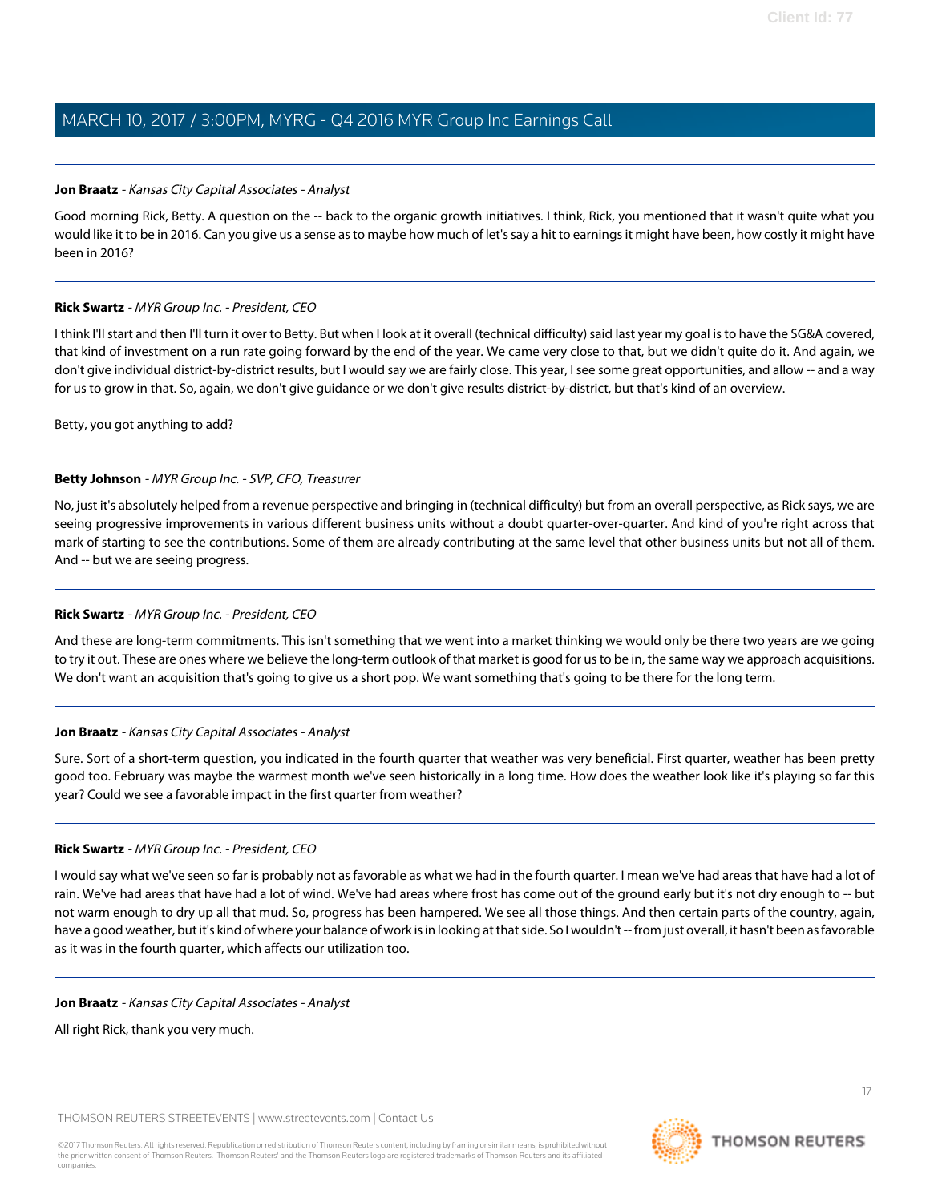**Jon Braatz** - *Kansas City Capital Associates - Analyst*

Good morning Rick, Betty. A question on the -- back to the organic growth initiatives. I think, Rick, you mentioned that it wasn't quite what you would like it to be in 2016. Can you give us a sense as to maybe how much of let's say a hit to earnings it might have been, how costly it might have been in 2016?

---

**Rick Swartz** - *MYR Group Inc. - President, CEO*

I think I'll start and then I'll turn it over to Betty. But when I look at it overall (technical difficulty) said last year my goal is to have the SG&A covered, that kind of investment on a run rate going forward by the end of the year. We came very close to that, but we didn't quite do it. And again, we don't give individual district-by-district results, but I would say we are fairly close. This year, I see some great opportunities, and allow -- and a way for us to grow in that. So, again, we don't give guidance or we don't give results district-by-district, but that's kind of an overview.

Betty, you got anything to add?

---

**Betty Johnson** - *MYR Group Inc. - SVP, CFO, Treasurer*

No, just it's absolutely helped from a revenue perspective and bringing in (technical difficulty) but from an overall perspective, as Rick says, we are seeing progressive improvements in various different business units without a doubt quarter-over-quarter. And kind of you're right across that mark of starting to see the contributions. Some of them are already contributing at the same level that other business units but not all of them. And -- but we are seeing progress.

---

**Rick Swartz** - *MYR Group Inc. - President, CEO*

And these are long-term commitments. This isn't something that we went into a market thinking we would only be there two years are we going to try it out. These are ones where we believe the long-term outlook of that market is good for us to be in, the same way we approach acquisitions. We don't want an acquisition that's going to give us a short pop. We want something that's going to be there for the long term.

---

**Jon Braatz** - *Kansas City Capital Associates - Analyst*

Sure. Sort of a short-term question, you indicated in the fourth quarter that weather was very beneficial. First quarter, weather has been pretty good too. February was maybe the warmest month we've seen historically in a long time. How does the weather look like it's playing so far this year? Could we see a favorable impact in the first quarter from weather?

---

**Rick Swartz** - *MYR Group Inc. - President, CEO*

I would say what we've seen so far is probably not as favorable as what we had in the fourth quarter. I mean we've had areas that have had a lot of rain. We've had areas that have had a lot of wind. We've had areas where frost has come out of the ground early but it's not dry enough to -- but not warm enough to dry up all that mud. So, progress has been hampered. We see all those things. And then certain parts of the country, again, have a good weather, but it's kind of where your balance of work is in looking at that side. So I wouldn't -- from just overall, it hasn't been as favorable as it was in the fourth quarter, which affects our utilization too.

---

**Jon Braatz** - *Kansas City Capital Associates - Analyst*

All right Rick, thank you very much.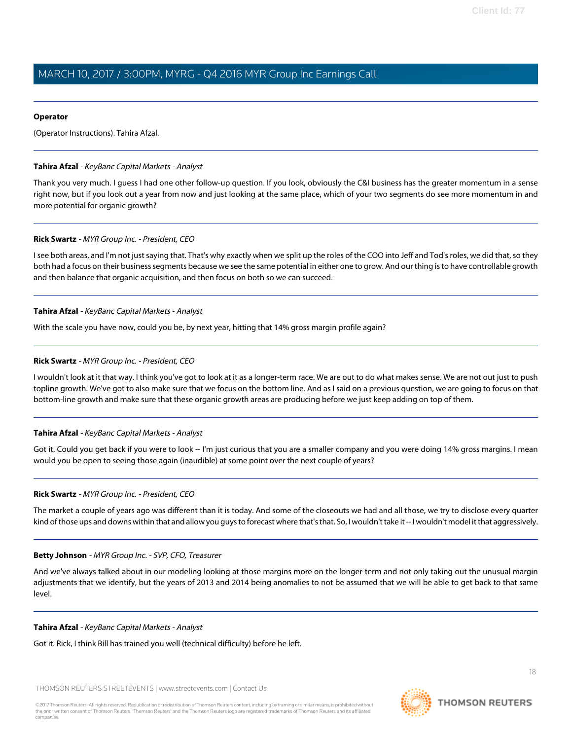**Operator**

(Operator Instructions). Tahira Afzal.

---

**Tahira Afzal** - *KeyBanc Capital Markets - Analyst*

Thank you very much. I guess I had one other follow-up question. If you look, obviously the C&I business has the greater momentum in a sense right now, but if you look out a year from now and just looking at the same place, which of your two segments do see more momentum in and more potential for organic growth?

---

**Rick Swartz** - *MYR Group Inc. - President, CEO*

I see both areas, and I'm not just saying that. That's why exactly when we split up the roles of the COO into Jeff and Tod's roles, we did that, so they both had a focus on their business segments because we see the same potential in either one to grow. And our thing is to have controllable growth and then balance that organic acquisition, and then focus on both so we can succeed.

---

**Tahira Afzal** - *KeyBanc Capital Markets - Analyst*

With the scale you have now, could you be, by next year, hitting that 14% gross margin profile again?

---

**Rick Swartz** - *MYR Group Inc. - President, CEO*

I wouldn't look at it that way. I think you've got to look at it as a longer-term race. We are out to do what makes sense. We are not out just to push topline growth. We've got to also make sure that we focus on the bottom line. And as I said on a previous question, we are going to focus on that bottom-line growth and make sure that these organic growth areas are producing before we just keep adding on top of them.

---

**Tahira Afzal** - *KeyBanc Capital Markets - Analyst*

Got it. Could you get back if you were to look -- I'm just curious that you are a smaller company and you were doing 14% gross margins. I mean would you be open to seeing those again (inaudible) at some point over the next couple of years?

---

**Rick Swartz** - *MYR Group Inc. - President, CEO*

The market a couple of years ago was different than it is today. And some of the closeouts we had and all those, we try to disclose every quarter kind of those ups and downs within that and allow you guys to forecast where that's that. So, I wouldn't take it -- I wouldn't model it that aggressively.

---

**Betty Johnson** - *MYR Group Inc. - SVP, CFO, Treasurer*

And we've always talked about in our modeling looking at those margins more on the longer-term and not only taking out the unusual margin adjustments that we identify, but the years of 2013 and 2014 being anomalies to not be assumed that we will be able to get back to that same level.

---

**Tahira Afzal** - *KeyBanc Capital Markets - Analyst*

Got it. Rick, I think Bill has trained you well (technical difficulty) before he left.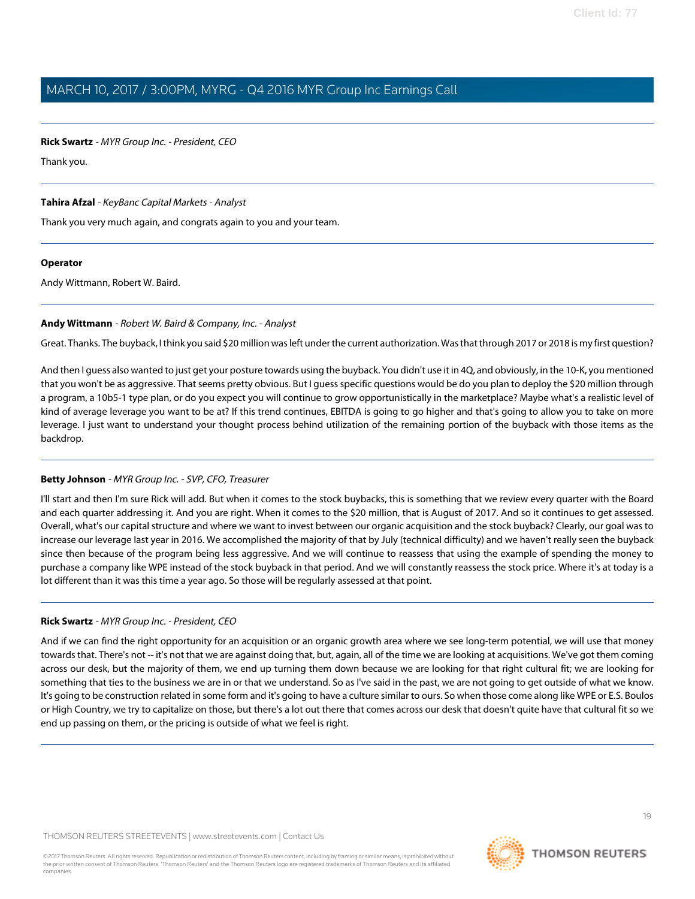**Rick Swartz** - *MYR Group Inc. - President, CEO*

Thank you.

---

**Tahira Afzal** - *KeyBanc Capital Markets - Analyst*

Thank you very much again, and congrats again to you and your team.

---

**Operator**

Andy Wittmann, Robert W. Baird.

---

**Andy Wittmann** - *Robert W. Baird & Company, Inc. - Analyst*

Great. Thanks. The buyback, I think you said $20 million was left under the current authorization. Was that through 2017 or 2018 is my first question?

And then I guess also wanted to just get your posture towards using the buyback. You didn't use it in 4Q, and obviously, in the 10-K, you mentioned that you won't be as aggressive. That seems pretty obvious. But I guess specific questions would be do you plan to deploy the $20 million through a program, a 10b5-1 type plan, or do you expect you will continue to grow opportunistically in the marketplace? Maybe what's a realistic level of kind of average leverage you want to be at? If this trend continues, EBITDA is going to go higher and that's going to allow you to take on more leverage. I just want to understand your thought process behind utilization of the remaining portion of the buyback with those items as the backdrop.

---

**Betty Johnson** - *MYR Group Inc. - SVP, CFO, Treasurer*

I'll start and then I'm sure Rick will add. But when it comes to the stock buybacks, this is something that we review every quarter with the Board and each quarter addressing it. And you are right. When it comes to the $20 million, that is August of 2017. And so it continues to get assessed. Overall, what's our capital structure and where we want to invest between our organic acquisition and the stock buyback? Clearly, our goal was to increase our leverage last year in 2016. We accomplished the majority of that by July (technical difficulty) and we haven't really seen the buyback since then because of the program being less aggressive. And we will continue to reassess that using the example of spending the money to purchase a company like WPE instead of the stock buyback in that period. And we will constantly reassess the stock price. Where it's at today is a lot different than it was this time a year ago. So those will be regularly assessed at that point.

---

**Rick Swartz** - *MYR Group Inc. - President, CEO*

And if we can find the right opportunity for an acquisition or an organic growth area where we see long-term potential, we will use that money towards that. There's not -- it's not that we are against doing that, but, again, all of the time we are looking at acquisitions. We've got them coming across our desk, but the majority of them, we end up turning them down because we are looking for that right cultural fit; we are looking for something that ties to the business we are in or that we understand. So as I've said in the past, we are not going to get outside of what we know. It's going to be construction related in some form and it's going to have a culture similar to ours. So when those come along like WPE or E.S. Boulos or High Country, we try to capitalize on those, but there's a lot out there that comes across our desk that doesn't quite have that cultural fit so we end up passing on them, or the pricing is outside of what we feel is right.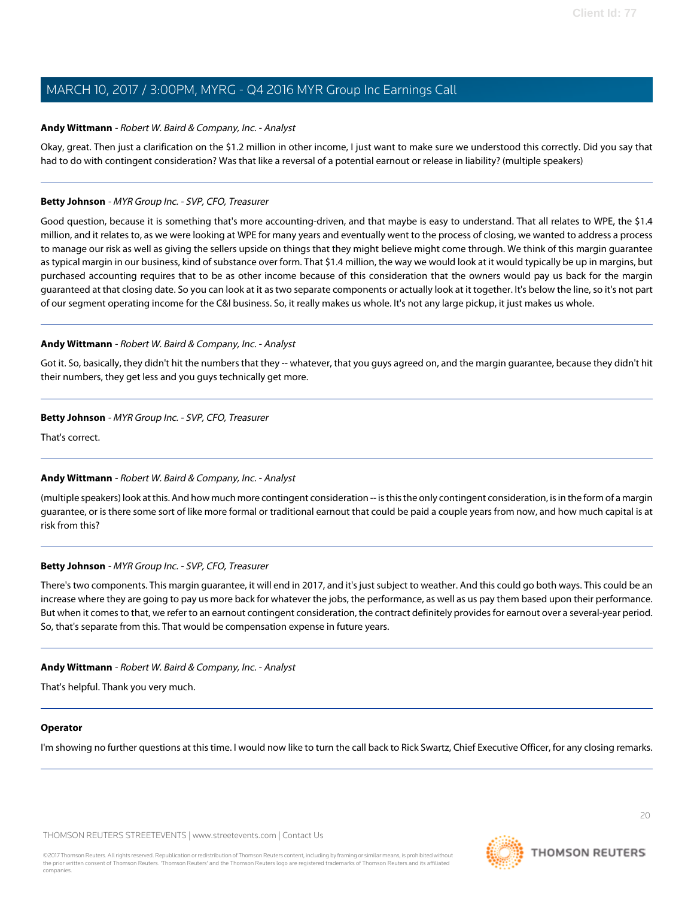**Andy Wittmann** - *Robert W. Baird & Company, Inc. - Analyst*

Okay, great. Then just a clarification on the $1.2 million in other income, I just want to make sure we understood this correctly. Did you say that had to do with contingent consideration? Was that like a reversal of a potential earnout or release in liability? (multiple speakers)

---

**Betty Johnson** - *MYR Group Inc. - SVP, CFO, Treasurer*

Good question, because it is something that's more accounting-driven, and that maybe is easy to understand. That all relates to WPE, the $1.4 million, and it relates to, as we were looking at WPE for many years and eventually went to the process of closing, we wanted to address a process to manage our risk as well as giving the sellers upside on things that they might believe might come through. We think of this margin guarantee as typical margin in our business, kind of substance over form. That $1.4 million, the way we would look at it would typically be up in margins, but purchased accounting requires that to be as other income because of this consideration that the owners would pay us back for the margin guaranteed at that closing date. So you can look at it as two separate components or actually look at it together. It's below the line, so it's not part of our segment operating income for the C&I business. So, it really makes us whole. It's not any large pickup, it just makes us whole.

---

**Andy Wittmann** - *Robert W. Baird & Company, Inc. - Analyst*

Got it. So, basically, they didn't hit the numbers that they -- whatever, that you guys agreed on, and the margin guarantee, because they didn't hit their numbers, they get less and you guys technically get more.

---

**Betty Johnson** - *MYR Group Inc. - SVP, CFO, Treasurer*

That's correct.

---

**Andy Wittmann** - *Robert W. Baird & Company, Inc. - Analyst*

(multiple speakers) look at this. And how much more contingent consideration -- is this the only contingent consideration, is in the form of a margin guarantee, or is there some sort of like more formal or traditional earnout that could be paid a couple years from now, and how much capital is at risk from this?

---

**Betty Johnson** - *MYR Group Inc. - SVP, CFO, Treasurer*

There's two components. This margin guarantee, it will end in 2017, and it's just subject to weather. And this could go both ways. This could be an increase where they are going to pay us more back for whatever the jobs, the performance, as well as us pay them based upon their performance. But when it comes to that, we refer to an earnout contingent consideration, the contract definitely provides for earnout over a several-year period. So, that's separate from this. That would be compensation expense in future years.

---

**Andy Wittmann** - *Robert W. Baird & Company, Inc. - Analyst*

That's helpful. Thank you very much.

---

**Operator**

I'm showing no further questions at this time. I would now like to turn the call back to Rick Swartz, Chief Executive Officer, for any closing remarks.

---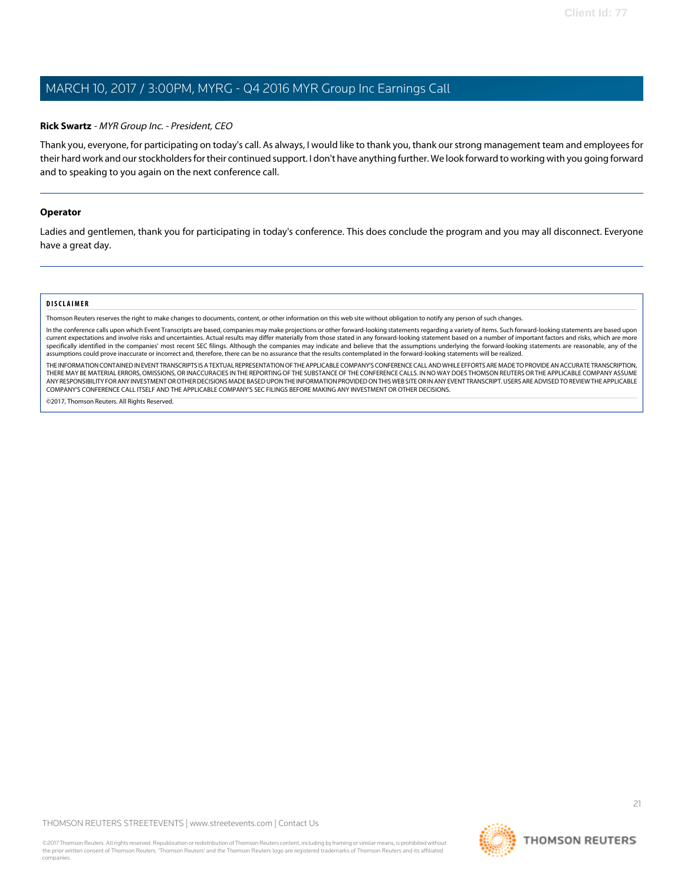**Rick Swartz** - *MYR Group Inc. - President, CEO*

Thank you, everyone, for participating on today's call. As always, I would like to thank you, thank our strong management team and employees for their hard work and our stockholders for their continued support. I don't have anything further. We look forward to working with you going forward and to speaking to you again on the next conference call.

---

**Operator**

Ladies and gentlemen, thank you for participating in today's conference. This does conclude the program and you may all disconnect. Everyone have a great day.

---

**DISCLAIMER**

Thomson Reuters reserves the right to make changes to documents, content, or other information on this web site without obligation to notify any person of such changes.

In the conference calls upon which Event Transcripts are based, companies may make projections or other forward-looking statements regarding a variety of items. Such forward-looking statements are based upon current expectations and involve risks and uncertainties. Actual results may differ materially from those stated in any forward-looking statement based on a number of important factors and risks, which are more specifically identified in the companies' most recent SEC filings. Although the companies may indicate and believe that the assumptions underlying the forward-looking statements are reasonable, any of the assumptions could prove inaccurate or incorrect and, therefore, there can be no assurance that the results contemplated in the forward-looking statements will be realized.

THE INFORMATION CONTAINED IN EVENT TRANSCRIPTS IS A TEXTUAL REPRESENTATION OF THE APPLICABLE COMPANY'S CONFERENCE CALL AND WHILE EFFORTS ARE MADE TO PROVIDE AN ACCURATE TRANSCRIPTION, THERE MAY BE MATERIAL ERRORS, OMISSIONS, OR INACCURACIES IN THE REPORTING OF THE SUBSTANCE OF THE CONFERENCE CALLS. IN NO WAY DOES THOMSON REUTERS OR THE APPLICABLE COMPANY ASSUME ANY RESPONSIBILITY FOR ANY INVESTMENT OR OTHER DECISIONS MADE BASED UPON THE INFORMATION PROVIDED ON THIS WEB SITE OR IN ANY EVENT TRANSCRIPT. USERS ARE ADVISED TO REVIEW THE APPLICABLE COMPANY'S CONFERENCE CALL ITSELF AND THE APPLICABLE COMPANY'S SEC FILINGS BEFORE MAKING ANY INVESTMENT OR OTHER DECISIONS.

©2017, Thomson Reuters. All Rights Reserved.